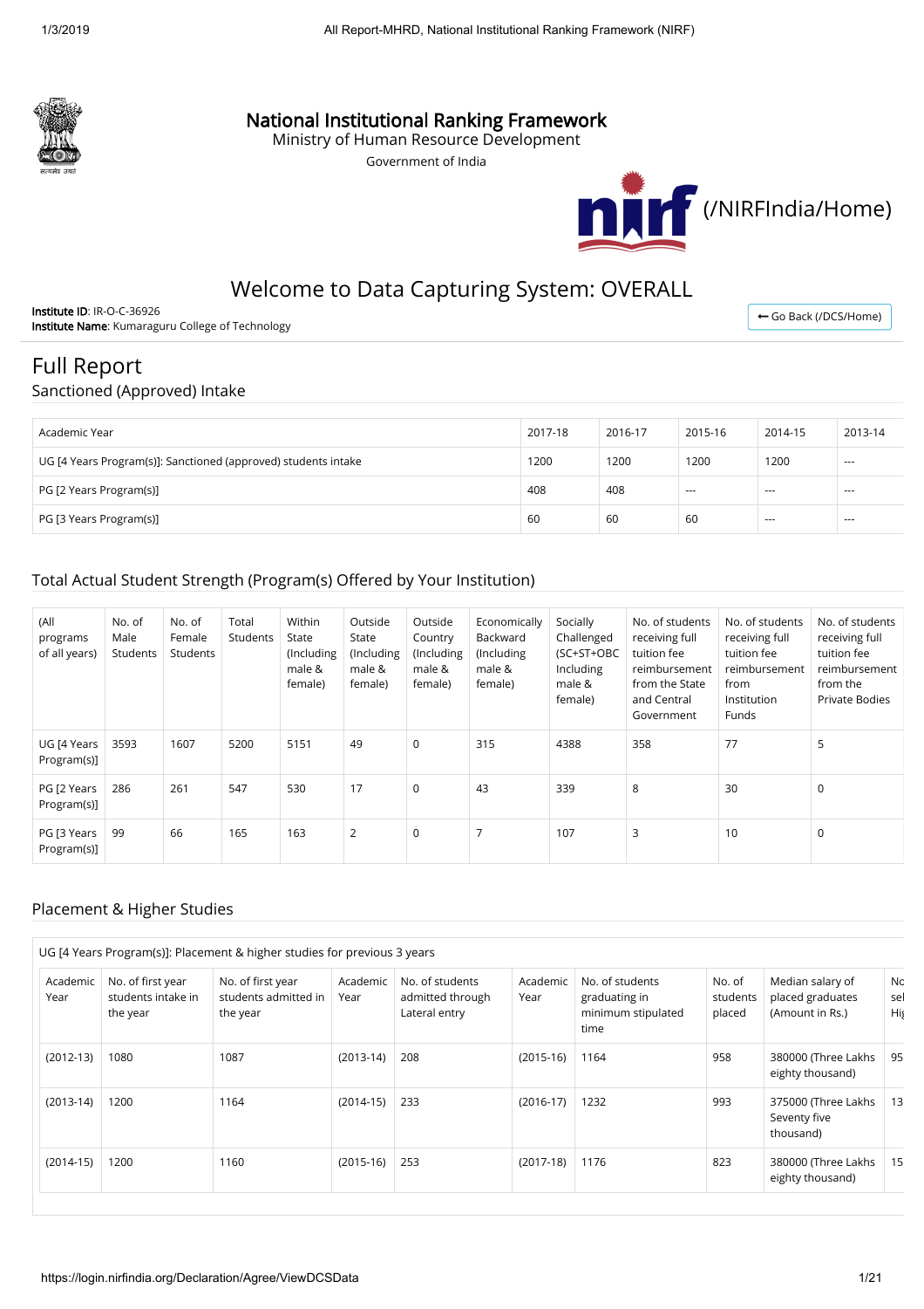# National Institutional Ranking Framework

Ministry of Human Resource Development

Government of India

(/NIRFIndia/Home)

## Welcome to Data Capturing System: OVERALL

**Institute ID**: IR-O-C-36926
**Institute Name**: Kumaraguru College of Technology

Go Back (/DCS/Home)

# Full Report

## Sanctioned (Approved) Intake

| Academic Year | 2017-18 | 2016-17 | 2015-16 | 2014-15 | 2013-14 |
|---|---|---|---|---|---|
| UG [4 Years Program(s)]: Sanctioned (approved) students intake | 1200 | 1200 | 1200 | 1200 | --- |
| PG [2 Years Program(s)] | 408 | 408 | --- | --- | --- |
| PG [3 Years Program(s)] | 60 | 60 | 60 | --- | --- |

## Total Actual Student Strength (Program(s) Offered by Your Institution)

| (All programs of all years) | No. of Male Students | No. of Female Students | Total Students | Within State (Including male & female) | Outside State (Including male & female) | Outside Country (Including male & female) | Economically Backward (Including male & female) | Socially Challenged (SC+ST+OBC Including male & female) | No. of students receiving full tuition fee reimbursement from the State and Central Government | No. of students receiving full tuition fee reimbursement from Institution Funds | No. of students receiving full tuition fee reimbursement from the Private Bodies |
|---|---|---|---|---|---|---|---|---|---|---|---|
| UG [4 Years Program(s)] | 3593 | 1607 | 5200 | 5151 | 49 | 0 | 315 | 4388 | 358 | 77 | 5 |
| PG [2 Years Program(s)] | 286 | 261 | 547 | 530 | 17 | 0 | 43 | 339 | 8 | 30 | 0 |
| PG [3 Years Program(s)] | 99 | 66 | 165 | 163 | 2 | 0 | 7 | 107 | 3 | 10 | 0 |

## Placement & Higher Studies

UG [4 Years Program(s)]: Placement & higher studies for previous 3 years

| Academic Year | No. of first year students intake in the year | No. of first year students admitted in the year | Academic Year | No. of students admitted through Lateral entry | Academic Year | No. of students graduating in minimum stipulated time | No. of students placed | Median salary of placed graduates (Amount in Rs.) | No sel Hi |
|---|---|---|---|---|---|---|---|---|---|
| (2012-13) | 1080 | 1087 | (2013-14) | 208 | (2015-16) | 1164 | 958 | 380000 (Three Lakhs eighty thousand) | 95 |
| (2013-14) | 1200 | 1164 | (2014-15) | 233 | (2016-17) | 1232 | 993 | 375000 (Three Lakhs Seventy five thousand) | 13 |
| (2014-15) | 1200 | 1160 | (2015-16) | 253 | (2017-18) | 1176 | 823 | 380000 (Three Lakhs eighty thousand) | 15 |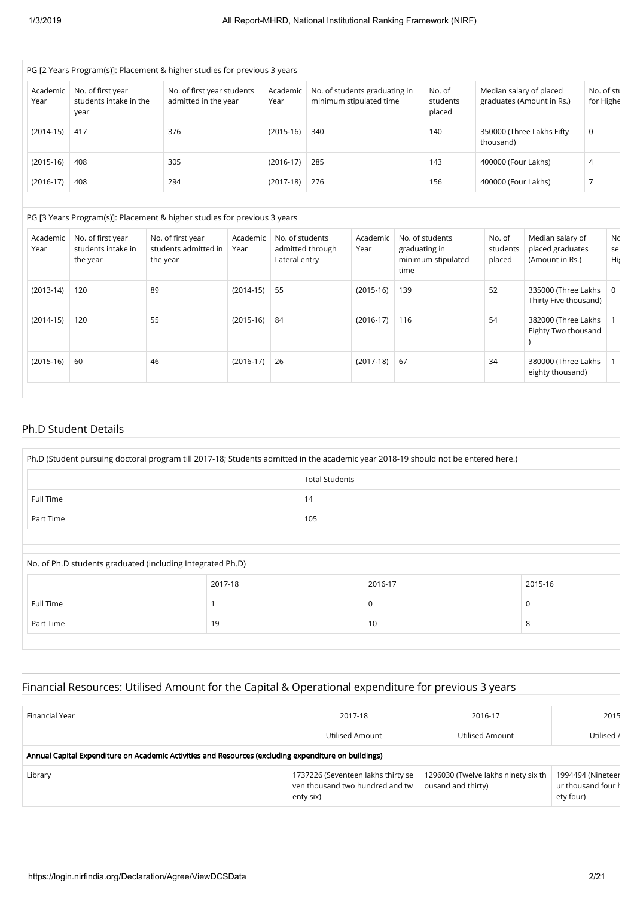PG [2 Years Program(s)]: Placement & higher studies for previous 3 years

| Academic Year | No. of first year students intake in the year | No. of first year students admitted in the year | Academic Year | No. of students graduating in minimum stipulated time | No. of students placed | Median salary of placed graduates (Amount in Rs.) | No. of stu for Highe |
|---|---|---|---|---|---|---|---|
| (2014-15) | 417 | 376 | (2015-16) | 340 | 140 | 350000 (Three Lakhs Fifty thousand) | 0 |
| (2015-16) | 408 | 305 | (2016-17) | 285 | 143 | 400000 (Four Lakhs) | 4 |
| (2016-17) | 408 | 294 | (2017-18) | 276 | 156 | 400000 (Four Lakhs) | 7 |

PG [3 Years Program(s)]: Placement & higher studies for previous 3 years

| Academic Year | No. of first year students intake in the year | No. of first year students admitted in the year | Academic Year | No. of students admitted through Lateral entry | Academic Year | No. of students graduating in minimum stipulated time | No. of students placed | Median salary of placed graduates (Amount in Rs.) | No sel Hi |
|---|---|---|---|---|---|---|---|---|---|
| (2013-14) | 120 | 89 | (2014-15) | 55 | (2015-16) | 139 | 52 | 335000 (Three Lakhs Thirty Five thousand) | 0 |
| (2014-15) | 120 | 55 | (2015-16) | 84 | (2016-17) | 116 | 54 | 382000 (Three Lakhs Eighty Two thousand ) | 1 |
| (2015-16) | 60 | 46 | (2016-17) | 26 | (2017-18) | 67 | 34 | 380000 (Three Lakhs eighty thousand) | 1 |

## Ph.D Student Details

| Ph.D (Student pursuing doctoral program till 2017-18; Students admitted in the academic year 2018-19 should not be entered here.) | |
|---|---|
| | Total Students |
| Full Time | 14 |
| Part Time | 105 |

No. of Ph.D students graduated (including Integrated Ph.D)

| | 2017-18 | 2016-17 | 2015-16 |
|---|---|---|---|
| Full Time | 1 | 0 | 0 |
| Part Time | 19 | 10 | 8 |

## Financial Resources: Utilised Amount for the Capital & Operational expenditure for previous 3 years

| Financial Year | 2017-18 | 2016-17 | 2015 |
|---|---|---|---|
| | Utilised Amount | Utilised Amount | Utilised A |
| **Annual Capital Expenditure on Academic Activities and Resources (excluding expenditure on buildings)** | | | |
| Library | 1737226 (Seventeen lakhs thirty seven thousand two hundred and twenty six) | 1296030 (Twelve lakhs ninety six thousand and thirty) | 1994494 (Nineteen ur thousand four h ety four) |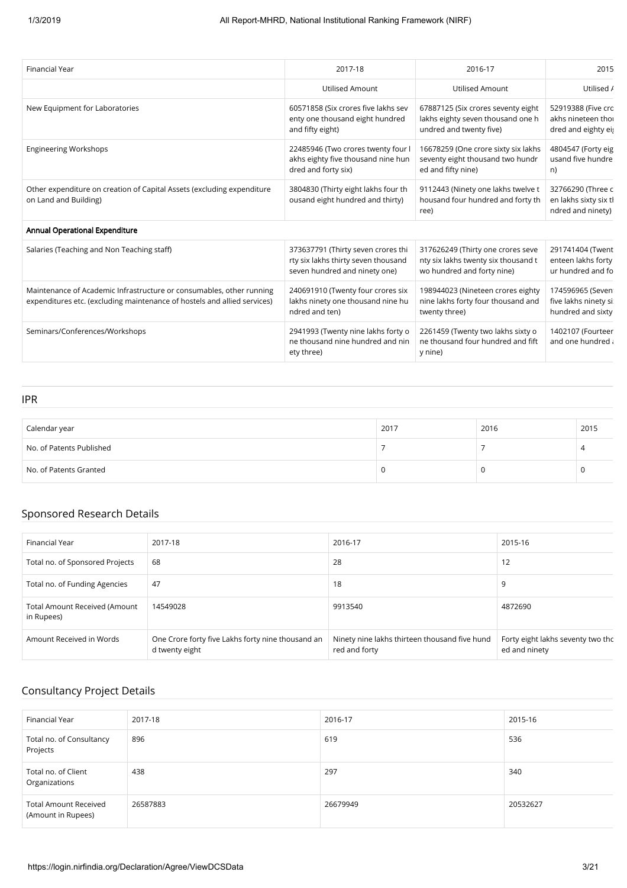| Financial Year | 2017-18 | 2016-17 | 2015 |
| --- | --- | --- | --- |
| | Utilised Amount | Utilised Amount | Utilised A |
| New Equipment for Laboratories | 60571858 (Six crores five lakhs seventy one thousand eight hundred and fifty eight) | 67887125 (Six crores seventy eight lakhs eighty seven thousand one hundred and twenty five) | 52919388 (Five cro akhs nineteen thou dred and eighty ei |
| Engineering Workshops | 22485946 (Two crores twenty four lakhs eighty five thousand nine hundred and forty six) | 16678259 (One crore sixty six lakhs seventy eight thousand two hundred and fifty nine) | 4804547 (Forty eig usand five hundre n) |
| Other expenditure on creation of Capital Assets (excluding expenditure on Land and Building) | 3804830 (Thirty eight lakhs four thousand eight hundred and thirty) | 9112443 (Ninety one lakhs twelve thousand four hundred and forty three) | 32766290 (Three c en lakhs sixty six t ndred and ninety) |
| **Annual Operational Expenditure** | | | |
| Salaries (Teaching and Non Teaching staff) | 373637791 (Thirty seven crores thirty six lakhs thirty seven thousand seven hundred and ninety one) | 317626249 (Thirty one crores seventy six lakhs twenty six thousand two hundred and forty nine) | 291741404 (Twent enteen lakhs forty ur hundred and fo |
| Maintenance of Academic Infrastructure or consumables, other running expenditures etc. (excluding maintenance of hostels and allied services) | 240691910 (Twenty four crores six lakhs ninety one thousand nine hundred and ten) | 198944023 (Nineteen crores eighty nine lakhs forty four thousand and twenty three) | 174596965 (Seven five lakhs ninety si hundred and sixty |
| Seminars/Conferences/Workshops | 2941993 (Twenty nine lakhs forty one thousand nine hundred and ninety three) | 2261459 (Twenty two lakhs sixty one thousand four hundred and fifty nine) | 1402107 (Fourteer and one hundred |

## IPR

| Calendar year | 2017 | 2016 | 2015 |
| --- | --- | --- | --- |
| No. of Patents Published | 7 | 7 | 4 |
| No. of Patents Granted | 0 | 0 | 0 |

## Sponsored Research Details

| Financial Year | 2017-18 | 2016-17 | 2015-16 |
| --- | --- | --- | --- |
| Total no. of Sponsored Projects | 68 | 28 | 12 |
| Total no. of Funding Agencies | 47 | 18 | 9 |
| Total Amount Received (Amount in Rupees) | 14549028 | 9913540 | 4872690 |
| Amount Received in Words | One Crore forty five Lakhs forty nine thousand and twenty eight | Ninety nine lakhs thirteen thousand five hundred and forty | Forty eight lakhs seventy two tho ed and ninety |

## Consultancy Project Details

| Financial Year | 2017-18 | 2016-17 | 2015-16 |
| --- | --- | --- | --- |
| Total no. of Consultancy Projects | 896 | 619 | 536 |
| Total no. of Client Organizations | 438 | 297 | 340 |
| Total Amount Received (Amount in Rupees) | 26587883 | 26679949 | 20532627 |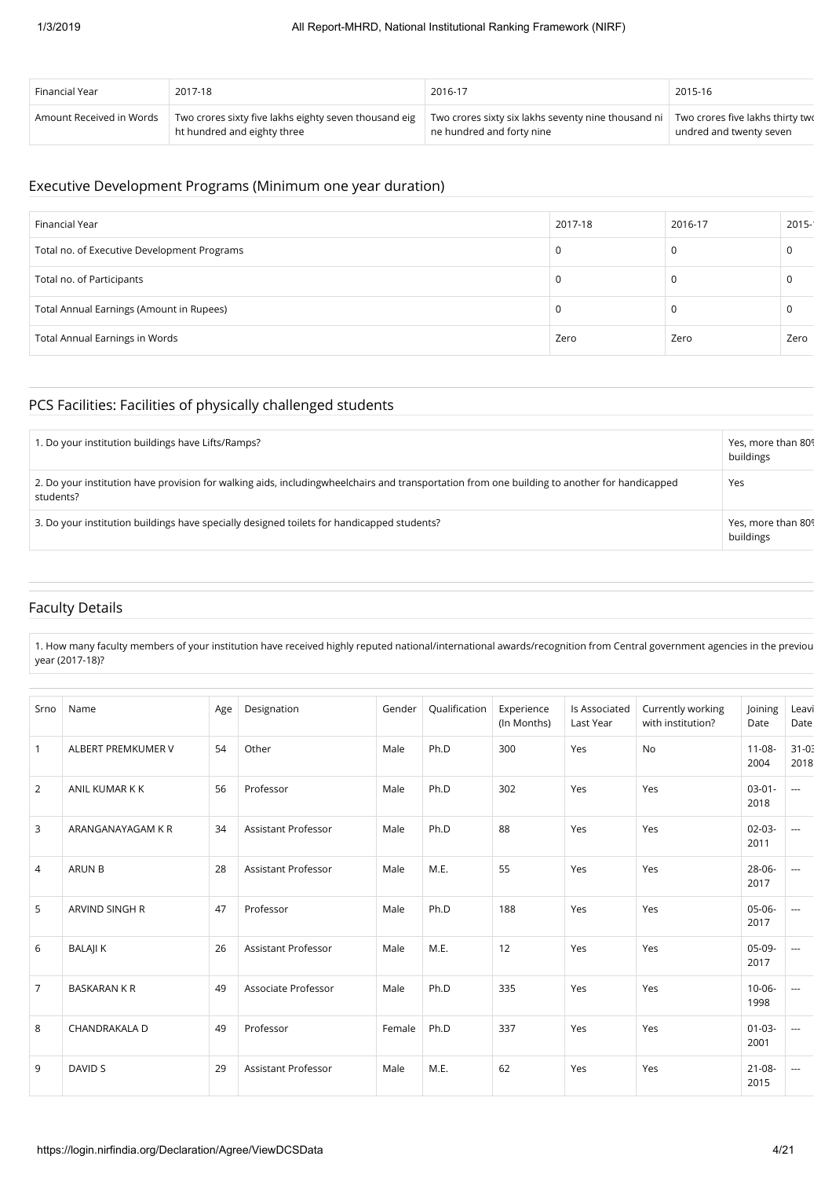| Financial Year | 2017-18 | 2016-17 | 2015-16 |
|---|---|---|---|
| Amount Received in Words | Two crores sixty five lakhs eighty seven thousand eight hundred and eighty three | Two crores sixty six lakhs seventy nine thousand nine hundred and forty nine | Two crores five lakhs thirty two hundred and twenty seven |

## Executive Development Programs (Minimum one year duration)

| Financial Year | 2017-18 | 2016-17 | 2015-16 |
|---|---|---|---|
| Total no. of Executive Development Programs | 0 | 0 | 0 |
| Total no. of Participants | 0 | 0 | 0 |
| Total Annual Earnings (Amount in Rupees) | 0 | 0 | 0 |
| Total Annual Earnings in Words | Zero | Zero | Zero |

## PCS Facilities: Facilities of physically challenged students

| | |
|---|---|
| 1. Do your institution buildings have Lifts/Ramps? | Yes, more than 80% buildings |
| 2. Do your institution have provision for walking aids, includingwheelchairs and transportation from one building to another for handicapped students? | Yes |
| 3. Do your institution buildings have specially designed toilets for handicapped students? | Yes, more than 80% buildings |

## Faculty Details

| |
|---|
| 1. How many faculty members of your institution have received highly reputed national/international awards/recognition from Central government agencies in the previous year (2017-18)? |

| Srno | Name | Age | Designation | Gender | Qualification | Experience (In Months) | Is Associated Last Year | Currently working with institution? | Joining Date | Leaving Date |
|---|---|---|---|---|---|---|---|---|---|---|
| 1 | ALBERT PREMKUMER V | 54 | Other | Male | Ph.D | 300 | Yes | No | 11-08-2004 | 31-03-2018 |
| 2 | ANIL KUMAR K K | 56 | Professor | Male | Ph.D | 302 | Yes | Yes | 03-01-2018 | --- |
| 3 | ARANGANAYAGAM K R | 34 | Assistant Professor | Male | Ph.D | 88 | Yes | Yes | 02-03-2011 | --- |
| 4 | ARUN B | 28 | Assistant Professor | Male | M.E. | 55 | Yes | Yes | 28-06-2017 | --- |
| 5 | ARVIND SINGH R | 47 | Professor | Male | Ph.D | 188 | Yes | Yes | 05-06-2017 | --- |
| 6 | BALAJI K | 26 | Assistant Professor | Male | M.E. | 12 | Yes | Yes | 05-09-2017 | --- |
| 7 | BASKARAN K R | 49 | Associate Professor | Male | Ph.D | 335 | Yes | Yes | 10-06-1998 | --- |
| 8 | CHANDRAKALA D | 49 | Professor | Female | Ph.D | 337 | Yes | Yes | 01-03-2001 | --- |
| 9 | DAVID S | 29 | Assistant Professor | Male | M.E. | 62 | Yes | Yes | 21-08-2015 | --- |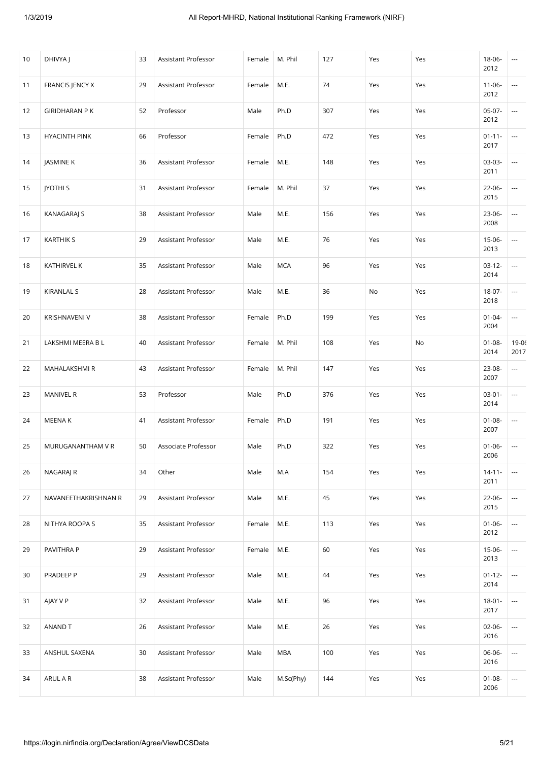| 10 | DHIVYA J | 33 | Assistant Professor | Female | M. Phil | 127 | Yes | Yes | 18-06-2012 | --- |
|---|---|---|---|---|---|---|---|---|---|---|
| 11 | FRANCIS JENCY X | 29 | Assistant Professor | Female | M.E. | 74 | Yes | Yes | 11-06-2012 | --- |
| 12 | GIRIDHARAN P K | 52 | Professor | Male | Ph.D | 307 | Yes | Yes | 05-07-2012 | --- |
| 13 | HYACINTH PINK | 66 | Professor | Female | Ph.D | 472 | Yes | Yes | 01-11-2017 | --- |
| 14 | JASMINE K | 36 | Assistant Professor | Female | M.E. | 148 | Yes | Yes | 03-03-2011 | --- |
| 15 | JYOTHI S | 31 | Assistant Professor | Female | M. Phil | 37 | Yes | Yes | 22-06-2015 | --- |
| 16 | KANAGARAJ S | 38 | Assistant Professor | Male | M.E. | 156 | Yes | Yes | 23-06-2008 | --- |
| 17 | KARTHIK S | 29 | Assistant Professor | Male | M.E. | 76 | Yes | Yes | 15-06-2013 | --- |
| 18 | KATHIRVEL K | 35 | Assistant Professor | Male | MCA | 96 | Yes | Yes | 03-12-2014 | --- |
| 19 | KIRANLAL S | 28 | Assistant Professor | Male | M.E. | 36 | No | Yes | 18-07-2018 | --- |
| 20 | KRISHNAVENI V | 38 | Assistant Professor | Female | Ph.D | 199 | Yes | Yes | 01-04-2004 | --- |
| 21 | LAKSHMI MEERA B L | 40 | Assistant Professor | Female | M. Phil | 108 | Yes | No | 01-08-2014 | 19-06-2017 |
| 22 | MAHALAKSHMI R | 43 | Assistant Professor | Female | M. Phil | 147 | Yes | Yes | 23-08-2007 | --- |
| 23 | MANIVEL R | 53 | Professor | Male | Ph.D | 376 | Yes | Yes | 03-01-2014 | --- |
| 24 | MEENA K | 41 | Assistant Professor | Female | Ph.D | 191 | Yes | Yes | 01-08-2007 | --- |
| 25 | MURUGANANTHAM V R | 50 | Associate Professor | Male | Ph.D | 322 | Yes | Yes | 01-06-2006 | --- |
| 26 | NAGARAJ R | 34 | Other | Male | M.A | 154 | Yes | Yes | 14-11-2011 | --- |
| 27 | NAVANEETHAKRISHNAN R | 29 | Assistant Professor | Male | M.E. | 45 | Yes | Yes | 22-06-2015 | --- |
| 28 | NITHYA ROOPA S | 35 | Assistant Professor | Female | M.E. | 113 | Yes | Yes | 01-06-2012 | --- |
| 29 | PAVITHRA P | 29 | Assistant Professor | Female | M.E. | 60 | Yes | Yes | 15-06-2013 | --- |
| 30 | PRADEEP P | 29 | Assistant Professor | Male | M.E. | 44 | Yes | Yes | 01-12-2014 | --- |
| 31 | AJAY V P | 32 | Assistant Professor | Male | M.E. | 96 | Yes | Yes | 18-01-2017 | --- |
| 32 | ANAND T | 26 | Assistant Professor | Male | M.E. | 26 | Yes | Yes | 02-06-2016 | --- |
| 33 | ANSHUL SAXENA | 30 | Assistant Professor | Male | MBA | 100 | Yes | Yes | 06-06-2016 | --- |
| 34 | ARUL A R | 38 | Assistant Professor | Male | M.Sc(Phy) | 144 | Yes | Yes | 01-08-2006 | --- |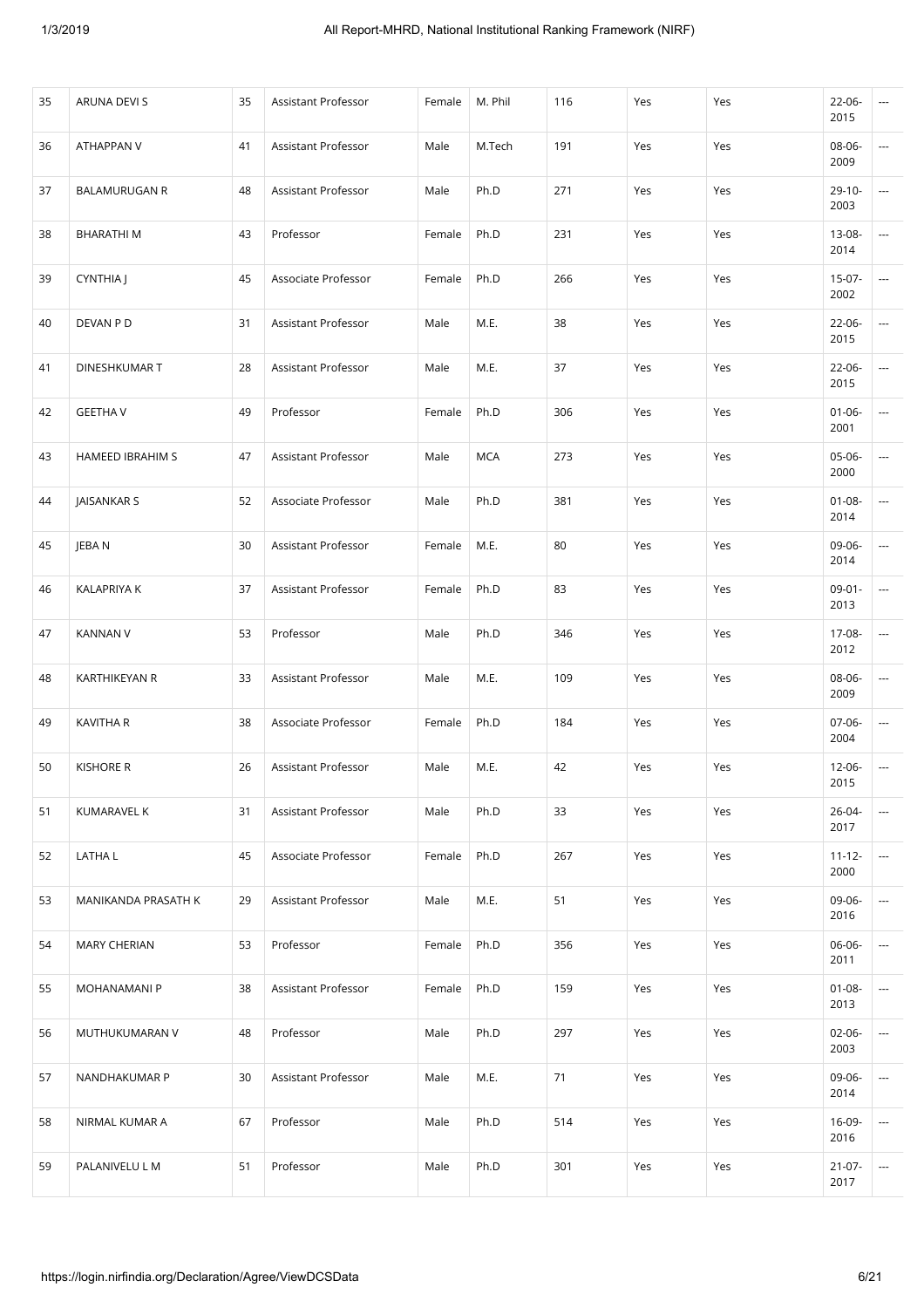| 35 | ARUNA DEVI S | 35 | Assistant Professor | Female | M. Phil | 116 | Yes | Yes | 22-06-2015 | --- |
|---|---|---|---|---|---|---|---|---|---|---|
| 36 | ATHAPPAN V | 41 | Assistant Professor | Male | M.Tech | 191 | Yes | Yes | 08-06-2009 | --- |
| 37 | BALAMURUGAN R | 48 | Assistant Professor | Male | Ph.D | 271 | Yes | Yes | 29-10-2003 | --- |
| 38 | BHARATHI M | 43 | Professor | Female | Ph.D | 231 | Yes | Yes | 13-08-2014 | --- |
| 39 | CYNTHIA J | 45 | Associate Professor | Female | Ph.D | 266 | Yes | Yes | 15-07-2002 | --- |
| 40 | DEVAN P D | 31 | Assistant Professor | Male | M.E. | 38 | Yes | Yes | 22-06-2015 | --- |
| 41 | DINESHKUMAR T | 28 | Assistant Professor | Male | M.E. | 37 | Yes | Yes | 22-06-2015 | --- |
| 42 | GEETHA V | 49 | Professor | Female | Ph.D | 306 | Yes | Yes | 01-06-2001 | --- |
| 43 | HAMEED IBRAHIM S | 47 | Assistant Professor | Male | MCA | 273 | Yes | Yes | 05-06-2000 | --- |
| 44 | JAISANKAR S | 52 | Associate Professor | Male | Ph.D | 381 | Yes | Yes | 01-08-2014 | --- |
| 45 | JEBA N | 30 | Assistant Professor | Female | M.E. | 80 | Yes | Yes | 09-06-2014 | --- |
| 46 | KALAPRIYA K | 37 | Assistant Professor | Female | Ph.D | 83 | Yes | Yes | 09-01-2013 | --- |
| 47 | KANNAN V | 53 | Professor | Male | Ph.D | 346 | Yes | Yes | 17-08-2012 | --- |
| 48 | KARTHIKEYAN R | 33 | Assistant Professor | Male | M.E. | 109 | Yes | Yes | 08-06-2009 | --- |
| 49 | KAVITHA R | 38 | Associate Professor | Female | Ph.D | 184 | Yes | Yes | 07-06-2004 | --- |
| 50 | KISHORE R | 26 | Assistant Professor | Male | M.E. | 42 | Yes | Yes | 12-06-2015 | --- |
| 51 | KUMARAVEL K | 31 | Assistant Professor | Male | Ph.D | 33 | Yes | Yes | 26-04-2017 | --- |
| 52 | LATHA L | 45 | Associate Professor | Female | Ph.D | 267 | Yes | Yes | 11-12-2000 | --- |
| 53 | MANIKANDA PRASATH K | 29 | Assistant Professor | Male | M.E. | 51 | Yes | Yes | 09-06-2016 | --- |
| 54 | MARY CHERIAN | 53 | Professor | Female | Ph.D | 356 | Yes | Yes | 06-06-2011 | --- |
| 55 | MOHANAMANI P | 38 | Assistant Professor | Female | Ph.D | 159 | Yes | Yes | 01-08-2013 | --- |
| 56 | MUTHUKUMARAN V | 48 | Professor | Male | Ph.D | 297 | Yes | Yes | 02-06-2003 | --- |
| 57 | NANDHAKUMAR P | 30 | Assistant Professor | Male | M.E. | 71 | Yes | Yes | 09-06-2014 | --- |
| 58 | NIRMAL KUMAR A | 67 | Professor | Male | Ph.D | 514 | Yes | Yes | 16-09-2016 | --- |
| 59 | PALANIVELU L M | 51 | Professor | Male | Ph.D | 301 | Yes | Yes | 21-07-2017 | --- |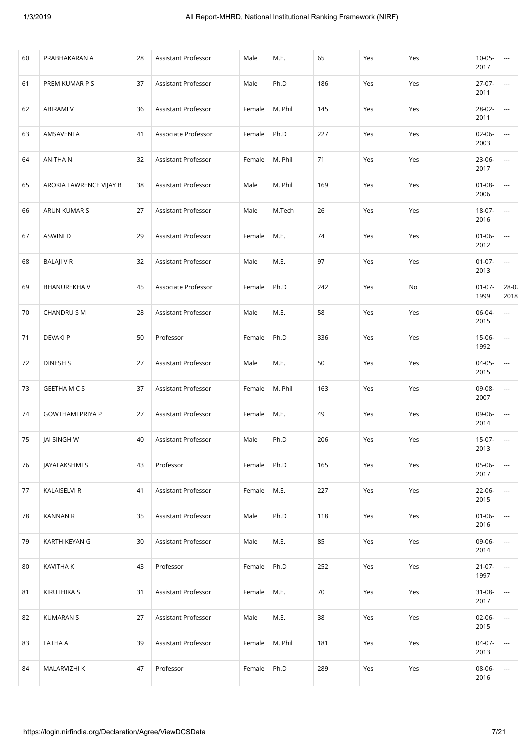| 60 | PRABHAKARAN A | 28 | Assistant Professor | Male | M.E. | 65 | Yes | Yes | 10-05-2017 | --- |
|---|---|---|---|---|---|---|---|---|---|---|
| 61 | PREM KUMAR P S | 37 | Assistant Professor | Male | Ph.D | 186 | Yes | Yes | 27-07-2011 | --- |
| 62 | ABIRAMI V | 36 | Assistant Professor | Female | M. Phil | 145 | Yes | Yes | 28-02-2011 | --- |
| 63 | AMSAVENI A | 41 | Associate Professor | Female | Ph.D | 227 | Yes | Yes | 02-06-2003 | --- |
| 64 | ANITHA N | 32 | Assistant Professor | Female | M. Phil | 71 | Yes | Yes | 23-06-2017 | --- |
| 65 | AROKIA LAWRENCE VIJAY B | 38 | Assistant Professor | Male | M. Phil | 169 | Yes | Yes | 01-08-2006 | --- |
| 66 | ARUN KUMAR S | 27 | Assistant Professor | Male | M.Tech | 26 | Yes | Yes | 18-07-2016 | --- |
| 67 | ASWINI D | 29 | Assistant Professor | Female | M.E. | 74 | Yes | Yes | 01-06-2012 | --- |
| 68 | BALAJI V R | 32 | Assistant Professor | Male | M.E. | 97 | Yes | Yes | 01-07-2013 | --- |
| 69 | BHANUREKHA V | 45 | Associate Professor | Female | Ph.D | 242 | Yes | No | 01-07-1999 | 28-02-2018 |
| 70 | CHANDRU S M | 28 | Assistant Professor | Male | M.E. | 58 | Yes | Yes | 06-04-2015 | --- |
| 71 | DEVAKI P | 50 | Professor | Female | Ph.D | 336 | Yes | Yes | 15-06-1992 | --- |
| 72 | DINESH S | 27 | Assistant Professor | Male | M.E. | 50 | Yes | Yes | 04-05-2015 | --- |
| 73 | GEETHA M C S | 37 | Assistant Professor | Female | M. Phil | 163 | Yes | Yes | 09-08-2007 | --- |
| 74 | GOWTHAMI PRIYA P | 27 | Assistant Professor | Female | M.E. | 49 | Yes | Yes | 09-06-2014 | --- |
| 75 | JAI SINGH W | 40 | Assistant Professor | Male | Ph.D | 206 | Yes | Yes | 15-07-2013 | --- |
| 76 | JAYALAKSHMI S | 43 | Professor | Female | Ph.D | 165 | Yes | Yes | 05-06-2017 | --- |
| 77 | KALAISELVI R | 41 | Assistant Professor | Female | M.E. | 227 | Yes | Yes | 22-06-2015 | --- |
| 78 | KANNAN R | 35 | Assistant Professor | Male | Ph.D | 118 | Yes | Yes | 01-06-2016 | --- |
| 79 | KARTHIKEYAN G | 30 | Assistant Professor | Male | M.E. | 85 | Yes | Yes | 09-06-2014 | --- |
| 80 | KAVITHA K | 43 | Professor | Female | Ph.D | 252 | Yes | Yes | 21-07-1997 | --- |
| 81 | KIRUTHIKA S | 31 | Assistant Professor | Female | M.E. | 70 | Yes | Yes | 31-08-2017 | --- |
| 82 | KUMARAN S | 27 | Assistant Professor | Male | M.E. | 38 | Yes | Yes | 02-06-2015 | --- |
| 83 | LATHA A | 39 | Assistant Professor | Female | M. Phil | 181 | Yes | Yes | 04-07-2013 | --- |
| 84 | MALARVIZHI K | 47 | Professor | Female | Ph.D | 289 | Yes | Yes | 08-06-2016 | --- |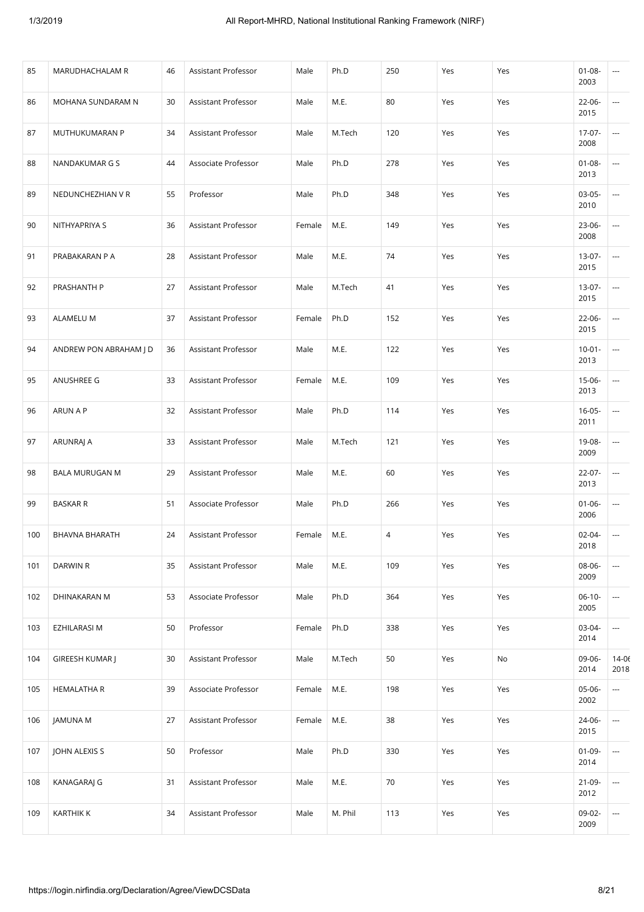| 85 | MARUDHACHALAM R | 46 | Assistant Professor | Male | Ph.D | 250 | Yes | Yes | 01-08-2003 | --- |
|---|---|---|---|---|---|---|---|---|---|---|
| 86 | MOHANA SUNDARAM N | 30 | Assistant Professor | Male | M.E. | 80 | Yes | Yes | 22-06-2015 | --- |
| 87 | MUTHUKUMARAN P | 34 | Assistant Professor | Male | M.Tech | 120 | Yes | Yes | 17-07-2008 | --- |
| 88 | NANDAKUMAR G S | 44 | Associate Professor | Male | Ph.D | 278 | Yes | Yes | 01-08-2013 | --- |
| 89 | NEDUNCHEZHIAN V R | 55 | Professor | Male | Ph.D | 348 | Yes | Yes | 03-05-2010 | --- |
| 90 | NITHYAPRIYA S | 36 | Assistant Professor | Female | M.E. | 149 | Yes | Yes | 23-06-2008 | --- |
| 91 | PRABAKARAN P A | 28 | Assistant Professor | Male | M.E. | 74 | Yes | Yes | 13-07-2015 | --- |
| 92 | PRASHANTH P | 27 | Assistant Professor | Male | M.Tech | 41 | Yes | Yes | 13-07-2015 | --- |
| 93 | ALAMELU M | 37 | Assistant Professor | Female | Ph.D | 152 | Yes | Yes | 22-06-2015 | --- |
| 94 | ANDREW PON ABRAHAM J D | 36 | Assistant Professor | Male | M.E. | 122 | Yes | Yes | 10-01-2013 | --- |
| 95 | ANUSHREE G | 33 | Assistant Professor | Female | M.E. | 109 | Yes | Yes | 15-06-2013 | --- |
| 96 | ARUN A P | 32 | Assistant Professor | Male | Ph.D | 114 | Yes | Yes | 16-05-2011 | --- |
| 97 | ARUNRAJ A | 33 | Assistant Professor | Male | M.Tech | 121 | Yes | Yes | 19-08-2009 | --- |
| 98 | BALA MURUGAN M | 29 | Assistant Professor | Male | M.E. | 60 | Yes | Yes | 22-07-2013 | --- |
| 99 | BASKAR R | 51 | Associate Professor | Male | Ph.D | 266 | Yes | Yes | 01-06-2006 | --- |
| 100 | BHAVNA BHARATH | 24 | Assistant Professor | Female | M.E. | 4 | Yes | Yes | 02-04-2018 | --- |
| 101 | DARWIN R | 35 | Assistant Professor | Male | M.E. | 109 | Yes | Yes | 08-06-2009 | --- |
| 102 | DHINAKARAN M | 53 | Associate Professor | Male | Ph.D | 364 | Yes | Yes | 06-10-2005 | --- |
| 103 | EZHILARASI M | 50 | Professor | Female | Ph.D | 338 | Yes | Yes | 03-04-2014 | --- |
| 104 | GIREESH KUMAR J | 30 | Assistant Professor | Male | M.Tech | 50 | Yes | No | 09-06-2014 | 14-06-2018 |
| 105 | HEMALATHA R | 39 | Associate Professor | Female | M.E. | 198 | Yes | Yes | 05-06-2002 | --- |
| 106 | JAMUNA M | 27 | Assistant Professor | Female | M.E. | 38 | Yes | Yes | 24-06-2015 | --- |
| 107 | JOHN ALEXIS S | 50 | Professor | Male | Ph.D | 330 | Yes | Yes | 01-09-2014 | --- |
| 108 | KANAGARAJ G | 31 | Assistant Professor | Male | M.E. | 70 | Yes | Yes | 21-09-2012 | --- |
| 109 | KARTHIK K | 34 | Assistant Professor | Male | M. Phil | 113 | Yes | Yes | 09-02-2009 | --- |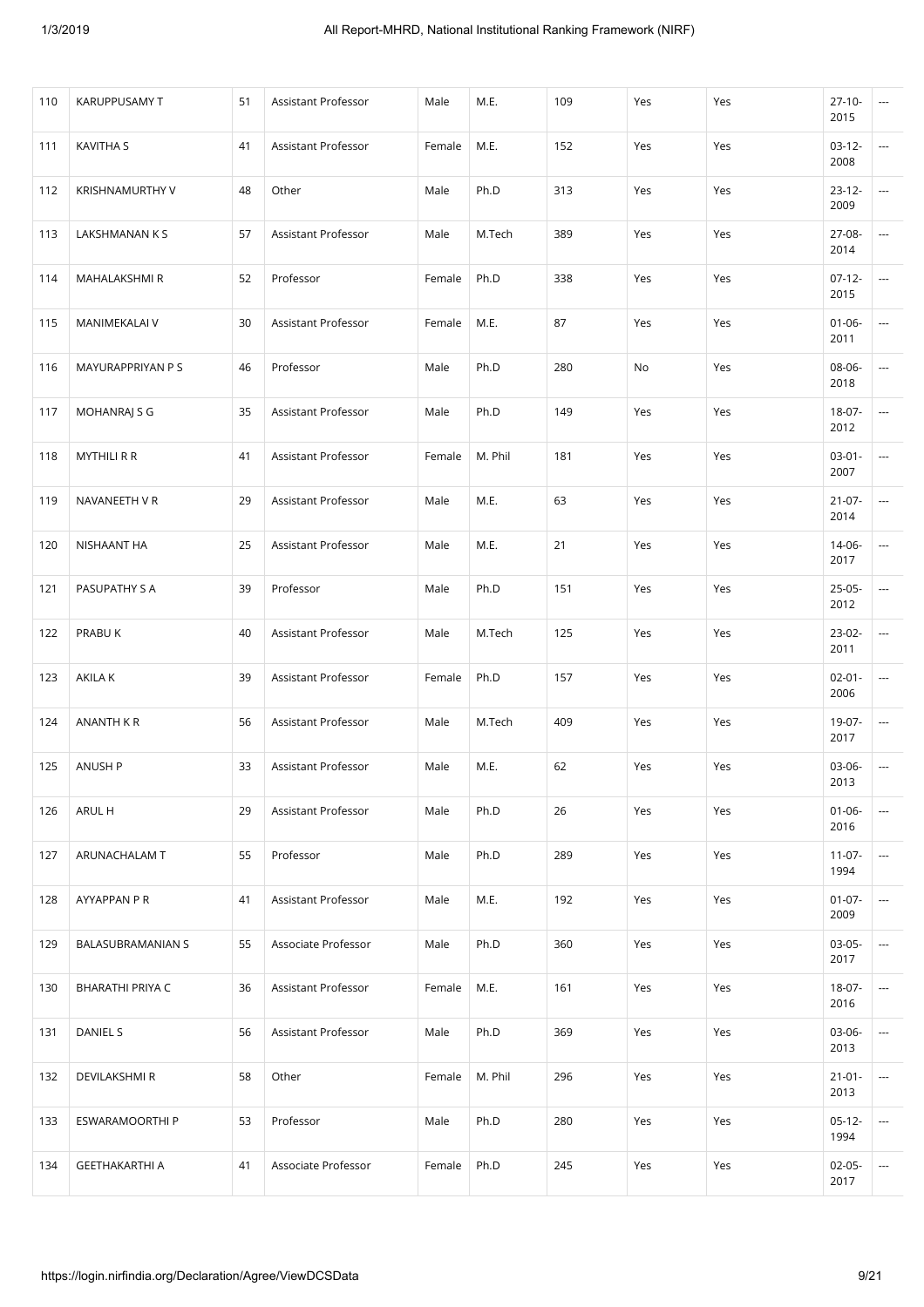| 110 | KARUPPUSAMY T | 51 | Assistant Professor | Male | M.E. | 109 | Yes | Yes | 27-10-2015 | --- |
|---|---|---|---|---|---|---|---|---|---|---|
| 111 | KAVITHA S | 41 | Assistant Professor | Female | M.E. | 152 | Yes | Yes | 03-12-2008 | --- |
| 112 | KRISHNAMURTHY V | 48 | Other | Male | Ph.D | 313 | Yes | Yes | 23-12-2009 | --- |
| 113 | LAKSHMANAN K S | 57 | Assistant Professor | Male | M.Tech | 389 | Yes | Yes | 27-08-2014 | --- |
| 114 | MAHALAKSHMI R | 52 | Professor | Female | Ph.D | 338 | Yes | Yes | 07-12-2015 | --- |
| 115 | MANIMEKALAI V | 30 | Assistant Professor | Female | M.E. | 87 | Yes | Yes | 01-06-2011 | --- |
| 116 | MAYURAPPRIYAN P S | 46 | Professor | Male | Ph.D | 280 | No | Yes | 08-06-2018 | --- |
| 117 | MOHANRAJ S G | 35 | Assistant Professor | Male | Ph.D | 149 | Yes | Yes | 18-07-2012 | --- |
| 118 | MYTHILI R R | 41 | Assistant Professor | Female | M. Phil | 181 | Yes | Yes | 03-01-2007 | --- |
| 119 | NAVANEETH V R | 29 | Assistant Professor | Male | M.E. | 63 | Yes | Yes | 21-07-2014 | --- |
| 120 | NISHAANT HA | 25 | Assistant Professor | Male | M.E. | 21 | Yes | Yes | 14-06-2017 | --- |
| 121 | PASUPATHY S A | 39 | Professor | Male | Ph.D | 151 | Yes | Yes | 25-05-2012 | --- |
| 122 | PRABU K | 40 | Assistant Professor | Male | M.Tech | 125 | Yes | Yes | 23-02-2011 | --- |
| 123 | AKILA K | 39 | Assistant Professor | Female | Ph.D | 157 | Yes | Yes | 02-01-2006 | --- |
| 124 | ANANTH K R | 56 | Assistant Professor | Male | M.Tech | 409 | Yes | Yes | 19-07-2017 | --- |
| 125 | ANUSH P | 33 | Assistant Professor | Male | M.E. | 62 | Yes | Yes | 03-06-2013 | --- |
| 126 | ARUL H | 29 | Assistant Professor | Male | Ph.D | 26 | Yes | Yes | 01-06-2016 | --- |
| 127 | ARUNACHALAM T | 55 | Professor | Male | Ph.D | 289 | Yes | Yes | 11-07-1994 | --- |
| 128 | AYYAPPAN P R | 41 | Assistant Professor | Male | M.E. | 192 | Yes | Yes | 01-07-2009 | --- |
| 129 | BALASUBRAMANIAN S | 55 | Associate Professor | Male | Ph.D | 360 | Yes | Yes | 03-05-2017 | --- |
| 130 | BHARATHI PRIYA C | 36 | Assistant Professor | Female | M.E. | 161 | Yes | Yes | 18-07-2016 | --- |
| 131 | DANIEL S | 56 | Assistant Professor | Male | Ph.D | 369 | Yes | Yes | 03-06-2013 | --- |
| 132 | DEVILAKSHMI R | 58 | Other | Female | M. Phil | 296 | Yes | Yes | 21-01-2013 | --- |
| 133 | ESWARAMOORTHI P | 53 | Professor | Male | Ph.D | 280 | Yes | Yes | 05-12-1994 | --- |
| 134 | GEETHAKARTHI A | 41 | Associate Professor | Female | Ph.D | 245 | Yes | Yes | 02-05-2017 | --- |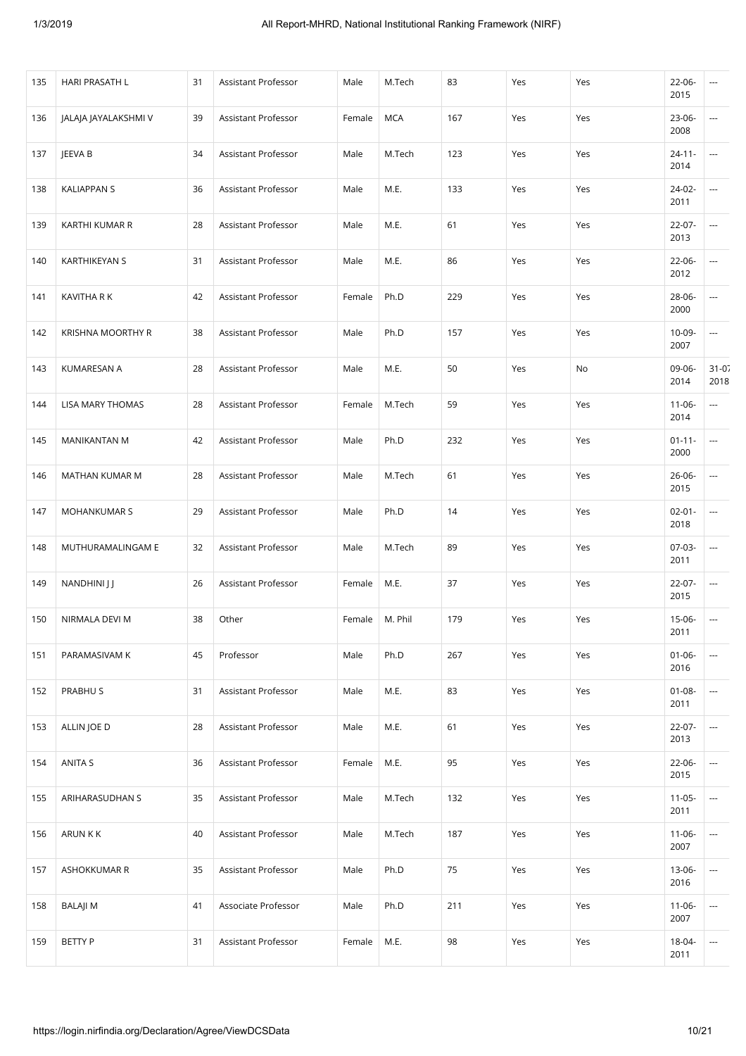| 135 | HARI PRASATH L | 31 | Assistant Professor | Male | M.Tech | 83 | Yes | Yes | 22-06-2015 | --- |
|---|---|---|---|---|---|---|---|---|---|---|
| 136 | JALAJA JAYALAKSHMI V | 39 | Assistant Professor | Female | MCA | 167 | Yes | Yes | 23-06-2008 | --- |
| 137 | JEEVA B | 34 | Assistant Professor | Male | M.Tech | 123 | Yes | Yes | 24-11-2014 | --- |
| 138 | KALIAPPAN S | 36 | Assistant Professor | Male | M.E. | 133 | Yes | Yes | 24-02-2011 | --- |
| 139 | KARTHI KUMAR R | 28 | Assistant Professor | Male | M.E. | 61 | Yes | Yes | 22-07-2013 | --- |
| 140 | KARTHIKEYAN S | 31 | Assistant Professor | Male | M.E. | 86 | Yes | Yes | 22-06-2012 | --- |
| 141 | KAVITHA R K | 42 | Assistant Professor | Female | Ph.D | 229 | Yes | Yes | 28-06-2000 | --- |
| 142 | KRISHNA MOORTHY R | 38 | Assistant Professor | Male | Ph.D | 157 | Yes | Yes | 10-09-2007 | --- |
| 143 | KUMARESAN A | 28 | Assistant Professor | Male | M.E. | 50 | Yes | No | 09-06-2014 | 31-07-2018 |
| 144 | LISA MARY THOMAS | 28 | Assistant Professor | Female | M.Tech | 59 | Yes | Yes | 11-06-2014 | --- |
| 145 | MANIKANTAN M | 42 | Assistant Professor | Male | Ph.D | 232 | Yes | Yes | 01-11-2000 | --- |
| 146 | MATHAN KUMAR M | 28 | Assistant Professor | Male | M.Tech | 61 | Yes | Yes | 26-06-2015 | --- |
| 147 | MOHANKUMAR S | 29 | Assistant Professor | Male | Ph.D | 14 | Yes | Yes | 02-01-2018 | --- |
| 148 | MUTHURAMALINGAM E | 32 | Assistant Professor | Male | M.Tech | 89 | Yes | Yes | 07-03-2011 | --- |
| 149 | NANDHINI J J | 26 | Assistant Professor | Female | M.E. | 37 | Yes | Yes | 22-07-2015 | --- |
| 150 | NIRMALA DEVI M | 38 | Other | Female | M. Phil | 179 | Yes | Yes | 15-06-2011 | --- |
| 151 | PARAMASIVAM K | 45 | Professor | Male | Ph.D | 267 | Yes | Yes | 01-06-2016 | --- |
| 152 | PRABHU S | 31 | Assistant Professor | Male | M.E. | 83 | Yes | Yes | 01-08-2011 | --- |
| 153 | ALLIN JOE D | 28 | Assistant Professor | Male | M.E. | 61 | Yes | Yes | 22-07-2013 | --- |
| 154 | ANITA S | 36 | Assistant Professor | Female | M.E. | 95 | Yes | Yes | 22-06-2015 | --- |
| 155 | ARIHARASUDHAN S | 35 | Assistant Professor | Male | M.Tech | 132 | Yes | Yes | 11-05-2011 | --- |
| 156 | ARUN K K | 40 | Assistant Professor | Male | M.Tech | 187 | Yes | Yes | 11-06-2007 | --- |
| 157 | ASHOKKUMAR R | 35 | Assistant Professor | Male | Ph.D | 75 | Yes | Yes | 13-06-2016 | --- |
| 158 | BALAJI M | 41 | Associate Professor | Male | Ph.D | 211 | Yes | Yes | 11-06-2007 | --- |
| 159 | BETTY P | 31 | Assistant Professor | Female | M.E. | 98 | Yes | Yes | 18-04-2011 | --- |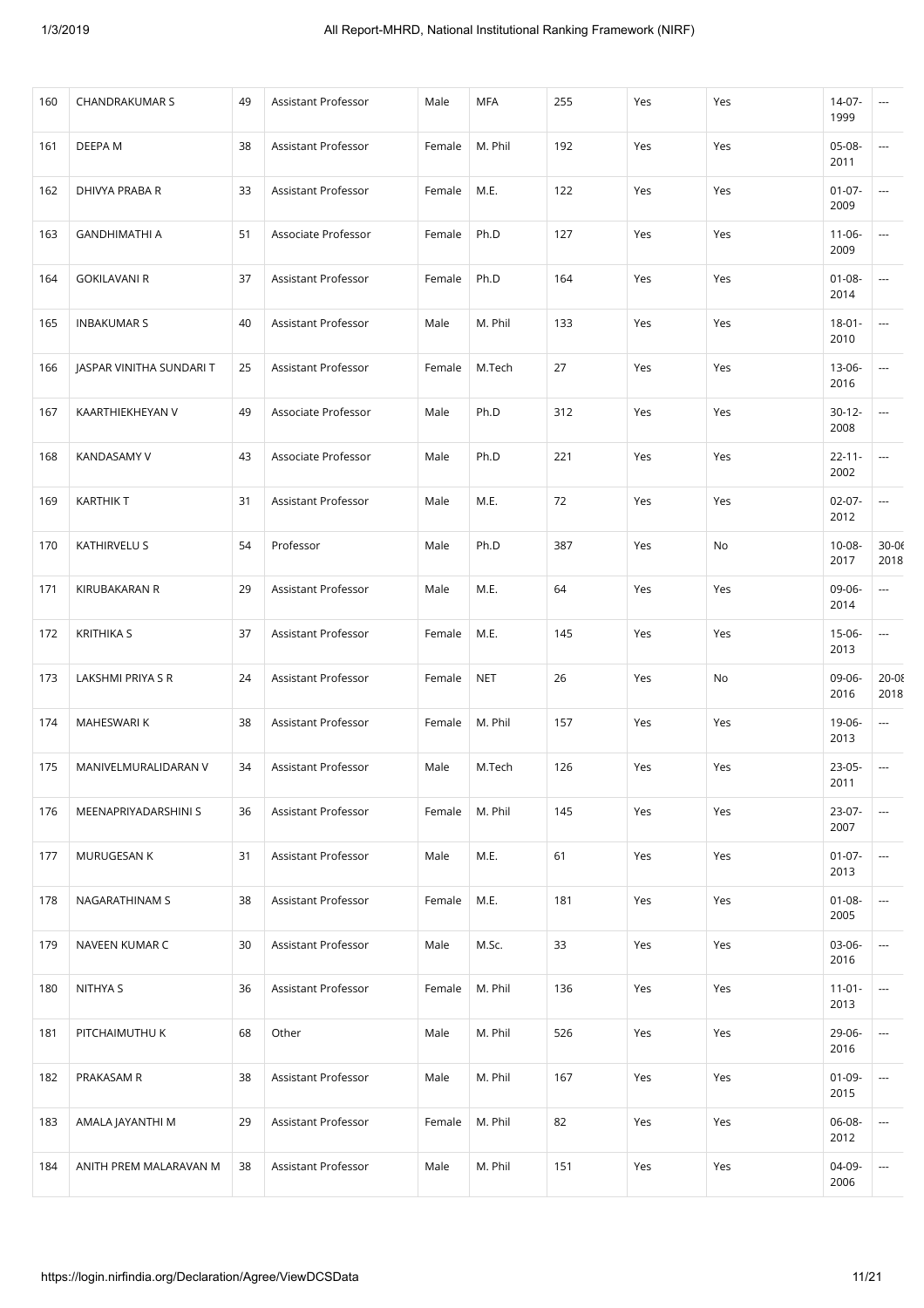| 160 | CHANDRAKUMAR S | 49 | Assistant Professor | Male | MFA | 255 | Yes | Yes | 14-07-1999 | --- |
|---|---|---|---|---|---|---|---|---|---|---|
| 161 | DEEPA M | 38 | Assistant Professor | Female | M. Phil | 192 | Yes | Yes | 05-08-2011 | --- |
| 162 | DHIVYA PRABA R | 33 | Assistant Professor | Female | M.E. | 122 | Yes | Yes | 01-07-2009 | --- |
| 163 | GANDHIMATHI A | 51 | Associate Professor | Female | Ph.D | 127 | Yes | Yes | 11-06-2009 | --- |
| 164 | GOKILAVANI R | 37 | Assistant Professor | Female | Ph.D | 164 | Yes | Yes | 01-08-2014 | --- |
| 165 | INBAKUMAR S | 40 | Assistant Professor | Male | M. Phil | 133 | Yes | Yes | 18-01-2010 | --- |
| 166 | JASPAR VINITHA SUNDARI T | 25 | Assistant Professor | Female | M.Tech | 27 | Yes | Yes | 13-06-2016 | --- |
| 167 | KAARTHIEKHEYAN V | 49 | Associate Professor | Male | Ph.D | 312 | Yes | Yes | 30-12-2008 | --- |
| 168 | KANDASAMY V | 43 | Associate Professor | Male | Ph.D | 221 | Yes | Yes | 22-11-2002 | --- |
| 169 | KARTHIK T | 31 | Assistant Professor | Male | M.E. | 72 | Yes | Yes | 02-07-2012 | --- |
| 170 | KATHIRVELU S | 54 | Professor | Male | Ph.D | 387 | Yes | No | 10-08-2017 | 30-06-2018 |
| 171 | KIRUBAKARAN R | 29 | Assistant Professor | Male | M.E. | 64 | Yes | Yes | 09-06-2014 | --- |
| 172 | KRITHIKA S | 37 | Assistant Professor | Female | M.E. | 145 | Yes | Yes | 15-06-2013 | --- |
| 173 | LAKSHMI PRIYA S R | 24 | Assistant Professor | Female | NET | 26 | Yes | No | 09-06-2016 | 20-08-2018 |
| 174 | MAHESWARI K | 38 | Assistant Professor | Female | M. Phil | 157 | Yes | Yes | 19-06-2013 | --- |
| 175 | MANIVELMURALIDARAN V | 34 | Assistant Professor | Male | M.Tech | 126 | Yes | Yes | 23-05-2011 | --- |
| 176 | MEENAPRIYADARSHINI S | 36 | Assistant Professor | Female | M. Phil | 145 | Yes | Yes | 23-07-2007 | --- |
| 177 | MURUGESAN K | 31 | Assistant Professor | Male | M.E. | 61 | Yes | Yes | 01-07-2013 | --- |
| 178 | NAGARATHINAM S | 38 | Assistant Professor | Female | M.E. | 181 | Yes | Yes | 01-08-2005 | --- |
| 179 | NAVEEN KUMAR C | 30 | Assistant Professor | Male | M.Sc. | 33 | Yes | Yes | 03-06-2016 | --- |
| 180 | NITHYA S | 36 | Assistant Professor | Female | M. Phil | 136 | Yes | Yes | 11-01-2013 | --- |
| 181 | PITCHAIMUTHU K | 68 | Other | Male | M. Phil | 526 | Yes | Yes | 29-06-2016 | --- |
| 182 | PRAKASAM R | 38 | Assistant Professor | Male | M. Phil | 167 | Yes | Yes | 01-09-2015 | --- |
| 183 | AMALA JAYANTHI M | 29 | Assistant Professor | Female | M. Phil | 82 | Yes | Yes | 06-08-2012 | --- |
| 184 | ANITH PREM MALARAVAN M | 38 | Assistant Professor | Male | M. Phil | 151 | Yes | Yes | 04-09-2006 | --- |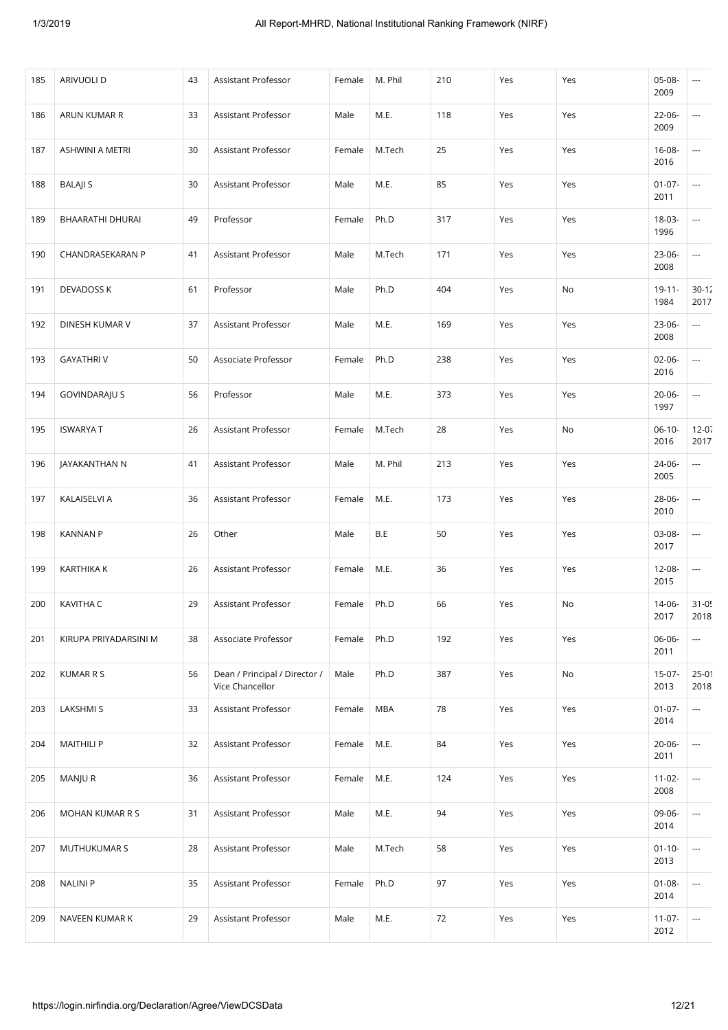| 185 | ARIVUOLI D | 43 | Assistant Professor | Female | M. Phil | 210 | Yes | Yes | 05-08-2009 | --- |
|---|---|---|---|---|---|---|---|---|---|---|
| 186 | ARUN KUMAR R | 33 | Assistant Professor | Male | M.E. | 118 | Yes | Yes | 22-06-2009 | --- |
| 187 | ASHWINI A METRI | 30 | Assistant Professor | Female | M.Tech | 25 | Yes | Yes | 16-08-2016 | --- |
| 188 | BALAJI S | 30 | Assistant Professor | Male | M.E. | 85 | Yes | Yes | 01-07-2011 | --- |
| 189 | BHAARATHI DHURAI | 49 | Professor | Female | Ph.D | 317 | Yes | Yes | 18-03-1996 | --- |
| 190 | CHANDRASEKARAN P | 41 | Assistant Professor | Male | M.Tech | 171 | Yes | Yes | 23-06-2008 | --- |
| 191 | DEVADOSS K | 61 | Professor | Male | Ph.D | 404 | Yes | No | 19-11-1984 | 30-12-2017 |
| 192 | DINESH KUMAR V | 37 | Assistant Professor | Male | M.E. | 169 | Yes | Yes | 23-06-2008 | --- |
| 193 | GAYATHRI V | 50 | Associate Professor | Female | Ph.D | 238 | Yes | Yes | 02-06-2016 | --- |
| 194 | GOVINDARAJU S | 56 | Professor | Male | M.E. | 373 | Yes | Yes | 20-06-1997 | --- |
| 195 | ISWARYA T | 26 | Assistant Professor | Female | M.Tech | 28 | Yes | No | 06-10-2016 | 12-07-2017 |
| 196 | JAYAKANTHAN N | 41 | Assistant Professor | Male | M. Phil | 213 | Yes | Yes | 24-06-2005 | --- |
| 197 | KALAISELVI A | 36 | Assistant Professor | Female | M.E. | 173 | Yes | Yes | 28-06-2010 | --- |
| 198 | KANNAN P | 26 | Other | Male | B.E | 50 | Yes | Yes | 03-08-2017 | --- |
| 199 | KARTHIKA K | 26 | Assistant Professor | Female | M.E. | 36 | Yes | Yes | 12-08-2015 | --- |
| 200 | KAVITHA C | 29 | Assistant Professor | Female | Ph.D | 66 | Yes | No | 14-06-2017 | 31-05-2018 |
| 201 | KIRUPA PRIYADARSINI M | 38 | Associate Professor | Female | Ph.D | 192 | Yes | Yes | 06-06-2011 | --- |
| 202 | KUMAR R S | 56 | Dean / Principal / Director / Vice Chancellor | Male | Ph.D | 387 | Yes | No | 15-07-2013 | 25-01-2018 |
| 203 | LAKSHMI S | 33 | Assistant Professor | Female | MBA | 78 | Yes | Yes | 01-07-2014 | --- |
| 204 | MAITHILI P | 32 | Assistant Professor | Female | M.E. | 84 | Yes | Yes | 20-06-2011 | --- |
| 205 | MANJU R | 36 | Assistant Professor | Female | M.E. | 124 | Yes | Yes | 11-02-2008 | --- |
| 206 | MOHAN KUMAR R S | 31 | Assistant Professor | Male | M.E. | 94 | Yes | Yes | 09-06-2014 | --- |
| 207 | MUTHUKUMAR S | 28 | Assistant Professor | Male | M.Tech | 58 | Yes | Yes | 01-10-2013 | --- |
| 208 | NALINI P | 35 | Assistant Professor | Female | Ph.D | 97 | Yes | Yes | 01-08-2014 | --- |
| 209 | NAVEEN KUMAR K | 29 | Assistant Professor | Male | M.E. | 72 | Yes | Yes | 11-07-2012 | --- |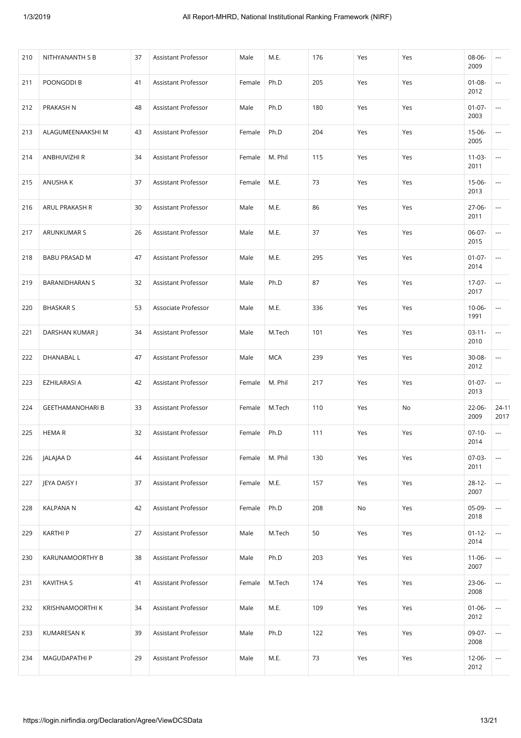| 210 | NITHYANANTH S B | 37 | Assistant Professor | Male | M.E. | 176 | Yes | Yes | 08-06-2009 | --- |
|---|---|---|---|---|---|---|---|---|---|---|
| 211 | POONGODI B | 41 | Assistant Professor | Female | Ph.D | 205 | Yes | Yes | 01-08-2012 | --- |
| 212 | PRAKASH N | 48 | Assistant Professor | Male | Ph.D | 180 | Yes | Yes | 01-07-2003 | --- |
| 213 | ALAGUMEENAAKSHI M | 43 | Assistant Professor | Female | Ph.D | 204 | Yes | Yes | 15-06-2005 | --- |
| 214 | ANBHUVIZHI R | 34 | Assistant Professor | Female | M. Phil | 115 | Yes | Yes | 11-03-2011 | --- |
| 215 | ANUSHA K | 37 | Assistant Professor | Female | M.E. | 73 | Yes | Yes | 15-06-2013 | --- |
| 216 | ARUL PRAKASH R | 30 | Assistant Professor | Male | M.E. | 86 | Yes | Yes | 27-06-2011 | --- |
| 217 | ARUNKUMAR S | 26 | Assistant Professor | Male | M.E. | 37 | Yes | Yes | 06-07-2015 | --- |
| 218 | BABU PRASAD M | 47 | Assistant Professor | Male | M.E. | 295 | Yes | Yes | 01-07-2014 | --- |
| 219 | BARANIDHARAN S | 32 | Assistant Professor | Male | Ph.D | 87 | Yes | Yes | 17-07-2017 | --- |
| 220 | BHASKAR S | 53 | Associate Professor | Male | M.E. | 336 | Yes | Yes | 10-06-1991 | --- |
| 221 | DARSHAN KUMAR J | 34 | Assistant Professor | Male | M.Tech | 101 | Yes | Yes | 03-11-2010 | --- |
| 222 | DHANABAL L | 47 | Assistant Professor | Male | MCA | 239 | Yes | Yes | 30-08-2012 | --- |
| 223 | EZHILARASI A | 42 | Assistant Professor | Female | M. Phil | 217 | Yes | Yes | 01-07-2013 | --- |
| 224 | GEETHAMANOHARI B | 33 | Assistant Professor | Female | M.Tech | 110 | Yes | No | 22-06-2009 | 24-11-2017 |
| 225 | HEMA R | 32 | Assistant Professor | Female | Ph.D | 111 | Yes | Yes | 07-10-2014 | --- |
| 226 | JALAJAA D | 44 | Assistant Professor | Female | M. Phil | 130 | Yes | Yes | 07-03-2011 | --- |
| 227 | JEYA DAISY I | 37 | Assistant Professor | Female | M.E. | 157 | Yes | Yes | 28-12-2007 | --- |
| 228 | KALPANA N | 42 | Assistant Professor | Female | Ph.D | 208 | No | Yes | 05-09-2018 | --- |
| 229 | KARTHI P | 27 | Assistant Professor | Male | M.Tech | 50 | Yes | Yes | 01-12-2014 | --- |
| 230 | KARUNAMOORTHY B | 38 | Assistant Professor | Male | Ph.D | 203 | Yes | Yes | 11-06-2007 | --- |
| 231 | KAVITHA S | 41 | Assistant Professor | Female | M.Tech | 174 | Yes | Yes | 23-06-2008 | --- |
| 232 | KRISHNAMOORTHI K | 34 | Assistant Professor | Male | M.E. | 109 | Yes | Yes | 01-06-2012 | --- |
| 233 | KUMARESAN K | 39 | Assistant Professor | Male | Ph.D | 122 | Yes | Yes | 09-07-2008 | --- |
| 234 | MAGUDAPATHI P | 29 | Assistant Professor | Male | M.E. | 73 | Yes | Yes | 12-06-2012 | --- |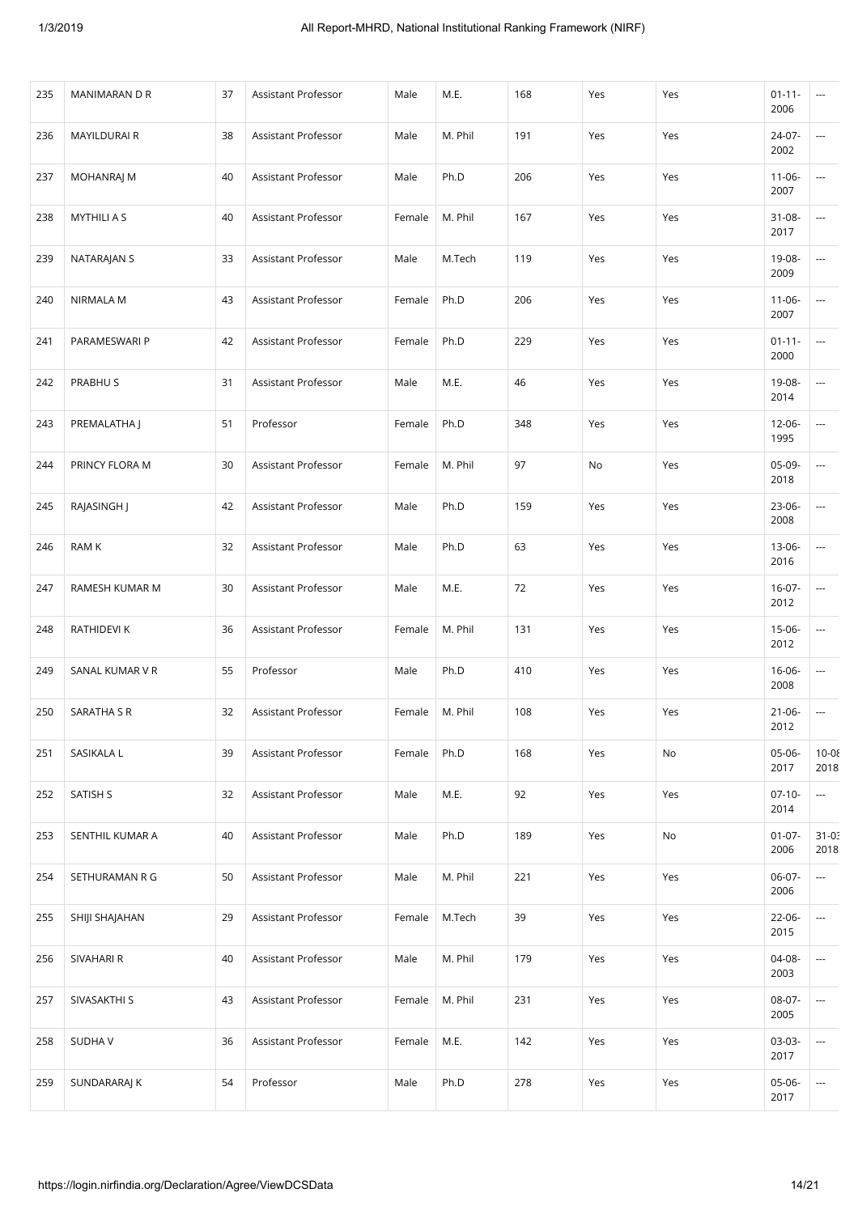| 235 | MANIMARAN D R | 37 | Assistant Professor | Male | M.E. | 168 | Yes | Yes | 01-11-2006 | --- |
|---|---|---|---|---|---|---|---|---|---|---|
| 236 | MAYILDURAI R | 38 | Assistant Professor | Male | M. Phil | 191 | Yes | Yes | 24-07-2002 | --- |
| 237 | MOHANRAJ M | 40 | Assistant Professor | Male | Ph.D | 206 | Yes | Yes | 11-06-2007 | --- |
| 238 | MYTHILI A S | 40 | Assistant Professor | Female | M. Phil | 167 | Yes | Yes | 31-08-2017 | --- |
| 239 | NATARAJAN S | 33 | Assistant Professor | Male | M.Tech | 119 | Yes | Yes | 19-08-2009 | --- |
| 240 | NIRMALA M | 43 | Assistant Professor | Female | Ph.D | 206 | Yes | Yes | 11-06-2007 | --- |
| 241 | PARAMESWARI P | 42 | Assistant Professor | Female | Ph.D | 229 | Yes | Yes | 01-11-2000 | --- |
| 242 | PRABHU S | 31 | Assistant Professor | Male | M.E. | 46 | Yes | Yes | 19-08-2014 | --- |
| 243 | PREMALATHA J | 51 | Professor | Female | Ph.D | 348 | Yes | Yes | 12-06-1995 | --- |
| 244 | PRINCY FLORA M | 30 | Assistant Professor | Female | M. Phil | 97 | No | Yes | 05-09-2018 | --- |
| 245 | RAJASINGH J | 42 | Assistant Professor | Male | Ph.D | 159 | Yes | Yes | 23-06-2008 | --- |
| 246 | RAM K | 32 | Assistant Professor | Male | Ph.D | 63 | Yes | Yes | 13-06-2016 | --- |
| 247 | RAMESH KUMAR M | 30 | Assistant Professor | Male | M.E. | 72 | Yes | Yes | 16-07-2012 | --- |
| 248 | RATHIDEVI K | 36 | Assistant Professor | Female | M. Phil | 131 | Yes | Yes | 15-06-2012 | --- |
| 249 | SANAL KUMAR V R | 55 | Professor | Male | Ph.D | 410 | Yes | Yes | 16-06-2008 | --- |
| 250 | SARATHA S R | 32 | Assistant Professor | Female | M. Phil | 108 | Yes | Yes | 21-06-2012 | --- |
| 251 | SASIKALA L | 39 | Assistant Professor | Female | Ph.D | 168 | Yes | No | 05-06-2017 | 10-08-2018 |
| 252 | SATISH S | 32 | Assistant Professor | Male | M.E. | 92 | Yes | Yes | 07-10-2014 | --- |
| 253 | SENTHIL KUMAR A | 40 | Assistant Professor | Male | Ph.D | 189 | Yes | No | 01-07-2006 | 31-03-2018 |
| 254 | SETHURAMAN R G | 50 | Assistant Professor | Male | M. Phil | 221 | Yes | Yes | 06-07-2006 | --- |
| 255 | SHIJI SHAJAHAN | 29 | Assistant Professor | Female | M.Tech | 39 | Yes | Yes | 22-06-2015 | --- |
| 256 | SIVAHARI R | 40 | Assistant Professor | Male | M. Phil | 179 | Yes | Yes | 04-08-2003 | --- |
| 257 | SIVASAKTHI S | 43 | Assistant Professor | Female | M. Phil | 231 | Yes | Yes | 08-07-2005 | --- |
| 258 | SUDHA V | 36 | Assistant Professor | Female | M.E. | 142 | Yes | Yes | 03-03-2017 | --- |
| 259 | SUNDARARAJ K | 54 | Professor | Male | Ph.D | 278 | Yes | Yes | 05-06-2017 | --- |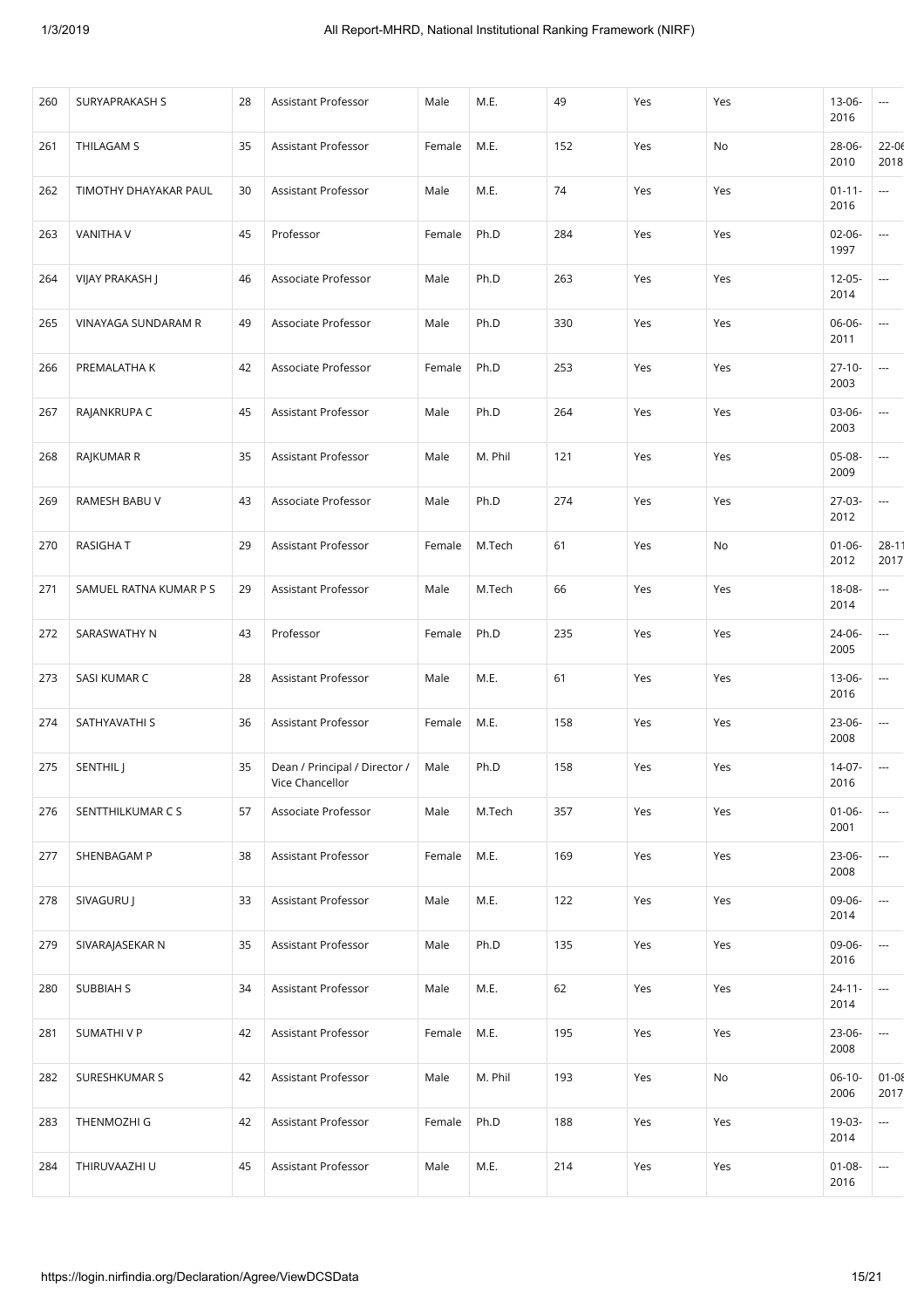| 260 | SURYAPRAKASH S | 28 | Assistant Professor | Male | M.E. | 49 | Yes | Yes | 13-06-2016 | --- |
|---|---|---|---|---|---|---|---|---|---|---|
| 261 | THILAGAM S | 35 | Assistant Professor | Female | M.E. | 152 | Yes | No | 28-06-2010 | 22-06-2018 |
| 262 | TIMOTHY DHAYAKAR PAUL | 30 | Assistant Professor | Male | M.E. | 74 | Yes | Yes | 01-11-2016 | --- |
| 263 | VANITHA V | 45 | Professor | Female | Ph.D | 284 | Yes | Yes | 02-06-1997 | --- |
| 264 | VIJAY PRAKASH J | 46 | Associate Professor | Male | Ph.D | 263 | Yes | Yes | 12-05-2014 | --- |
| 265 | VINAYAGA SUNDARAM R | 49 | Associate Professor | Male | Ph.D | 330 | Yes | Yes | 06-06-2011 | --- |
| 266 | PREMALATHA K | 42 | Associate Professor | Female | Ph.D | 253 | Yes | Yes | 27-10-2003 | --- |
| 267 | RAJANKRUPA C | 45 | Assistant Professor | Male | Ph.D | 264 | Yes | Yes | 03-06-2003 | --- |
| 268 | RAJKUMAR R | 35 | Assistant Professor | Male | M. Phil | 121 | Yes | Yes | 05-08-2009 | --- |
| 269 | RAMESH BABU V | 43 | Associate Professor | Male | Ph.D | 274 | Yes | Yes | 27-03-2012 | --- |
| 270 | RASIGHA T | 29 | Assistant Professor | Female | M.Tech | 61 | Yes | No | 01-06-2012 | 28-11-2017 |
| 271 | SAMUEL RATNA KUMAR P S | 29 | Assistant Professor | Male | M.Tech | 66 | Yes | Yes | 18-08-2014 | --- |
| 272 | SARASWATHY N | 43 | Professor | Female | Ph.D | 235 | Yes | Yes | 24-06-2005 | --- |
| 273 | SASI KUMAR C | 28 | Assistant Professor | Male | M.E. | 61 | Yes | Yes | 13-06-2016 | --- |
| 274 | SATHYAVATHI S | 36 | Assistant Professor | Female | M.E. | 158 | Yes | Yes | 23-06-2008 | --- |
| 275 | SENTHIL J | 35 | Dean / Principal / Director / Vice Chancellor | Male | Ph.D | 158 | Yes | Yes | 14-07-2016 | --- |
| 276 | SENTTHILKUMAR C S | 57 | Associate Professor | Male | M.Tech | 357 | Yes | Yes | 01-06-2001 | --- |
| 277 | SHENBAGAM P | 38 | Assistant Professor | Female | M.E. | 169 | Yes | Yes | 23-06-2008 | --- |
| 278 | SIVAGURU J | 33 | Assistant Professor | Male | M.E. | 122 | Yes | Yes | 09-06-2014 | --- |
| 279 | SIVARAJASEKAR N | 35 | Assistant Professor | Male | Ph.D | 135 | Yes | Yes | 09-06-2016 | --- |
| 280 | SUBBIAH S | 34 | Assistant Professor | Male | M.E. | 62 | Yes | Yes | 24-11-2014 | --- |
| 281 | SUMATHI V P | 42 | Assistant Professor | Female | M.E. | 195 | Yes | Yes | 23-06-2008 | --- |
| 282 | SURESHKUMAR S | 42 | Assistant Professor | Male | M. Phil | 193 | Yes | No | 06-10-2006 | 01-08-2017 |
| 283 | THENMOZHI G | 42 | Assistant Professor | Female | Ph.D | 188 | Yes | Yes | 19-03-2014 | --- |
| 284 | THIRUVAAZHI U | 45 | Assistant Professor | Male | M.E. | 214 | Yes | Yes | 01-08-2016 | --- |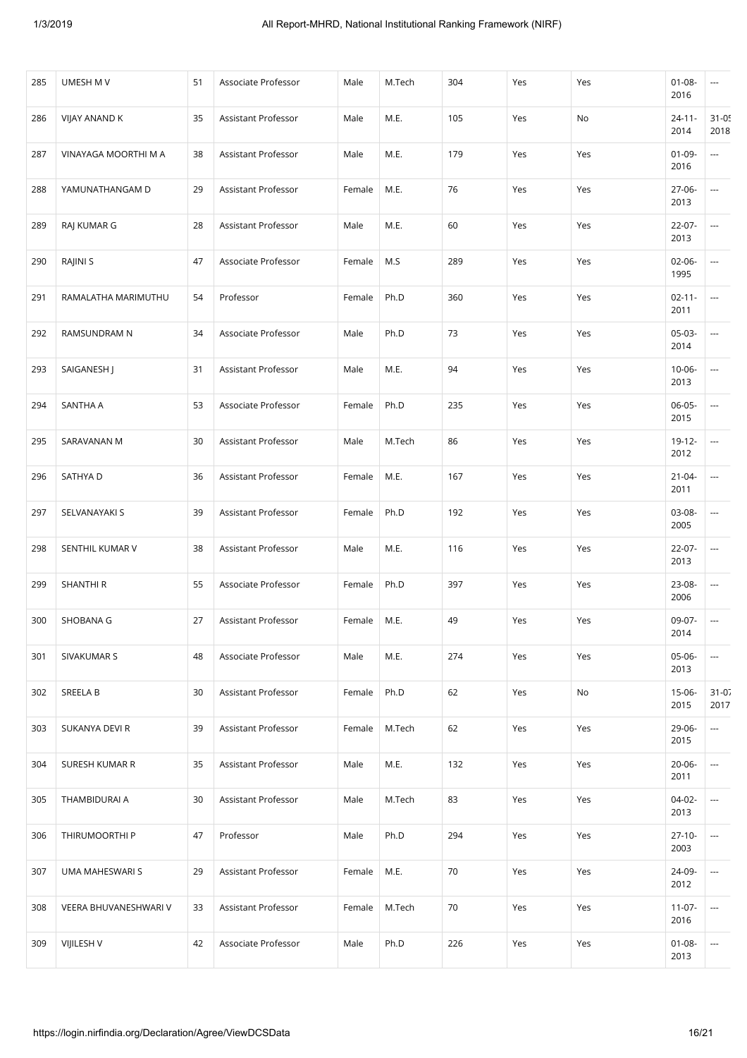| 285 | UMESH M V | 51 | Associate Professor | Male | M.Tech | 304 | Yes | Yes | 01-08-2016 | --- |
|---|---|---|---|---|---|---|---|---|---|---|
| 286 | VIJAY ANAND K | 35 | Assistant Professor | Male | M.E. | 105 | Yes | No | 24-11-2014 | 31-05-2018 |
| 287 | VINAYAGA MOORTHI M A | 38 | Assistant Professor | Male | M.E. | 179 | Yes | Yes | 01-09-2016 | --- |
| 288 | YAMUNATHANGAM D | 29 | Assistant Professor | Female | M.E. | 76 | Yes | Yes | 27-06-2013 | --- |
| 289 | RAJ KUMAR G | 28 | Assistant Professor | Male | M.E. | 60 | Yes | Yes | 22-07-2013 | --- |
| 290 | RAJINI S | 47 | Associate Professor | Female | M.S | 289 | Yes | Yes | 02-06-1995 | --- |
| 291 | RAMALATHA MARIMUTHU | 54 | Professor | Female | Ph.D | 360 | Yes | Yes | 02-11-2011 | --- |
| 292 | RAMSUNDRAM N | 34 | Associate Professor | Male | Ph.D | 73 | Yes | Yes | 05-03-2014 | --- |
| 293 | SAIGANESH J | 31 | Assistant Professor | Male | M.E. | 94 | Yes | Yes | 10-06-2013 | --- |
| 294 | SANTHA A | 53 | Associate Professor | Female | Ph.D | 235 | Yes | Yes | 06-05-2015 | --- |
| 295 | SARAVANAN M | 30 | Assistant Professor | Male | M.Tech | 86 | Yes | Yes | 19-12-2012 | --- |
| 296 | SATHYA D | 36 | Assistant Professor | Female | M.E. | 167 | Yes | Yes | 21-04-2011 | --- |
| 297 | SELVANAYAKI S | 39 | Assistant Professor | Female | Ph.D | 192 | Yes | Yes | 03-08-2005 | --- |
| 298 | SENTHIL KUMAR V | 38 | Assistant Professor | Male | M.E. | 116 | Yes | Yes | 22-07-2013 | --- |
| 299 | SHANTHI R | 55 | Associate Professor | Female | Ph.D | 397 | Yes | Yes | 23-08-2006 | --- |
| 300 | SHOBANA G | 27 | Assistant Professor | Female | M.E. | 49 | Yes | Yes | 09-07-2014 | --- |
| 301 | SIVAKUMAR S | 48 | Associate Professor | Male | M.E. | 274 | Yes | Yes | 05-06-2013 | --- |
| 302 | SREELA B | 30 | Assistant Professor | Female | Ph.D | 62 | Yes | No | 15-06-2015 | 31-07-2017 |
| 303 | SUKANYA DEVI R | 39 | Assistant Professor | Female | M.Tech | 62 | Yes | Yes | 29-06-2015 | --- |
| 304 | SURESH KUMAR R | 35 | Assistant Professor | Male | M.E. | 132 | Yes | Yes | 20-06-2011 | --- |
| 305 | THAMBIDURAI A | 30 | Assistant Professor | Male | M.Tech | 83 | Yes | Yes | 04-02-2013 | --- |
| 306 | THIRUMOORTHI P | 47 | Professor | Male | Ph.D | 294 | Yes | Yes | 27-10-2003 | --- |
| 307 | UMA MAHESWARI S | 29 | Assistant Professor | Female | M.E. | 70 | Yes | Yes | 24-09-2012 | --- |
| 308 | VEERA BHUVANESHWARI V | 33 | Assistant Professor | Female | M.Tech | 70 | Yes | Yes | 11-07-2016 | --- |
| 309 | VIJILESH V | 42 | Associate Professor | Male | Ph.D | 226 | Yes | Yes | 01-08-2013 | --- |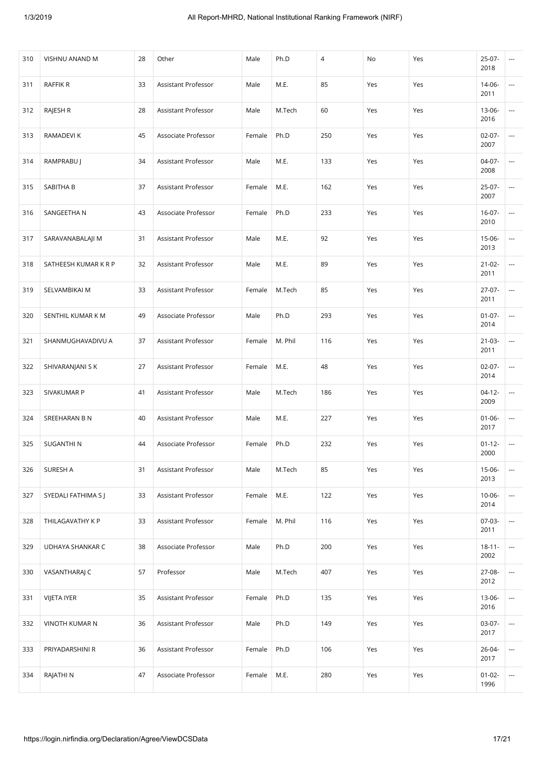| | | | | | | | | | | |
|---|---|---|---|---|---|---|---|---|---|---|
| 310 | VISHNU ANAND M | 28 | Other | Male | Ph.D | 4 | No | Yes | 25-07-2018 | --- |
| 311 | RAFFIK R | 33 | Assistant Professor | Male | M.E. | 85 | Yes | Yes | 14-06-2011 | --- |
| 312 | RAJESH R | 28 | Assistant Professor | Male | M.Tech | 60 | Yes | Yes | 13-06-2016 | --- |
| 313 | RAMADEVI K | 45 | Associate Professor | Female | Ph.D | 250 | Yes | Yes | 02-07-2007 | --- |
| 314 | RAMPRABU J | 34 | Assistant Professor | Male | M.E. | 133 | Yes | Yes | 04-07-2008 | --- |
| 315 | SABITHA B | 37 | Assistant Professor | Female | M.E. | 162 | Yes | Yes | 25-07-2007 | --- |
| 316 | SANGEETHA N | 43 | Associate Professor | Female | Ph.D | 233 | Yes | Yes | 16-07-2010 | --- |
| 317 | SARAVANABALAJI M | 31 | Assistant Professor | Male | M.E. | 92 | Yes | Yes | 15-06-2013 | --- |
| 318 | SATHEESH KUMAR K R P | 32 | Assistant Professor | Male | M.E. | 89 | Yes | Yes | 21-02-2011 | --- |
| 319 | SELVAMBIKAI M | 33 | Assistant Professor | Female | M.Tech | 85 | Yes | Yes | 27-07-2011 | --- |
| 320 | SENTHIL KUMAR K M | 49 | Associate Professor | Male | Ph.D | 293 | Yes | Yes | 01-07-2014 | --- |
| 321 | SHANMUGHAVADIVU A | 37 | Assistant Professor | Female | M. Phil | 116 | Yes | Yes | 21-03-2011 | --- |
| 322 | SHIVARANJANI S K | 27 | Assistant Professor | Female | M.E. | 48 | Yes | Yes | 02-07-2014 | --- |
| 323 | SIVAKUMAR P | 41 | Assistant Professor | Male | M.Tech | 186 | Yes | Yes | 04-12-2009 | --- |
| 324 | SREEHARAN B N | 40 | Assistant Professor | Male | M.E. | 227 | Yes | Yes | 01-06-2017 | --- |
| 325 | SUGANTHI N | 44 | Associate Professor | Female | Ph.D | 232 | Yes | Yes | 01-12-2000 | --- |
| 326 | SURESH A | 31 | Assistant Professor | Male | M.Tech | 85 | Yes | Yes | 15-06-2013 | --- |
| 327 | SYEDALI FATHIMA S J | 33 | Assistant Professor | Female | M.E. | 122 | Yes | Yes | 10-06-2014 | --- |
| 328 | THILAGAVATHY K P | 33 | Assistant Professor | Female | M. Phil | 116 | Yes | Yes | 07-03-2011 | --- |
| 329 | UDHAYA SHANKAR C | 38 | Associate Professor | Male | Ph.D | 200 | Yes | Yes | 18-11-2002 | --- |
| 330 | VASANTHARAJ C | 57 | Professor | Male | M.Tech | 407 | Yes | Yes | 27-08-2012 | --- |
| 331 | VIJETA IYER | 35 | Assistant Professor | Female | Ph.D | 135 | Yes | Yes | 13-06-2016 | --- |
| 332 | VINOTH KUMAR N | 36 | Assistant Professor | Male | Ph.D | 149 | Yes | Yes | 03-07-2017 | --- |
| 333 | PRIYADARSHINI R | 36 | Assistant Professor | Female | Ph.D | 106 | Yes | Yes | 26-04-2017 | --- |
| 334 | RAJATHI N | 47 | Associate Professor | Female | M.E. | 280 | Yes | Yes | 01-02-1996 | --- |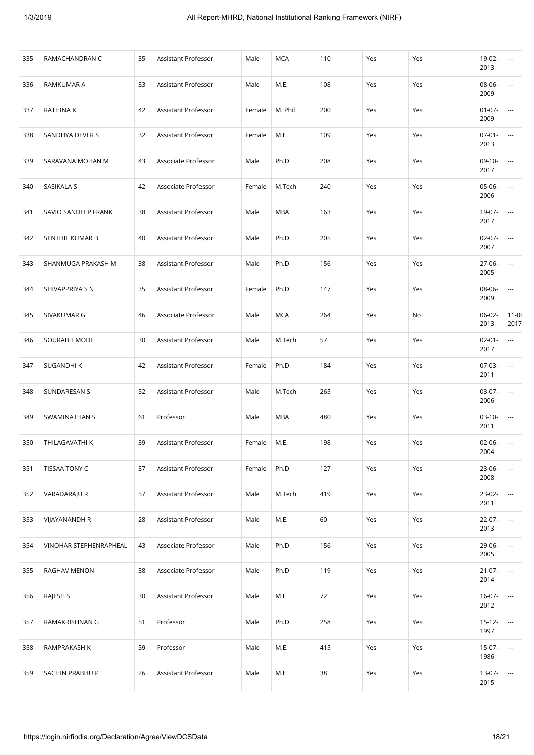| 335 | RAMACHANDRAN C | 35 | Assistant Professor | Male | MCA | 110 | Yes | Yes | 19-02-2013 | --- |
|---|---|---|---|---|---|---|---|---|---|---|
| 336 | RAMKUMAR A | 33 | Assistant Professor | Male | M.E. | 108 | Yes | Yes | 08-06-2009 | --- |
| 337 | RATHINA K | 42 | Assistant Professor | Female | M. Phil | 200 | Yes | Yes | 01-07-2009 | --- |
| 338 | SANDHYA DEVI R S | 32 | Assistant Professor | Female | M.E. | 109 | Yes | Yes | 07-01-2013 | --- |
| 339 | SARAVANA MOHAN M | 43 | Associate Professor | Male | Ph.D | 208 | Yes | Yes | 09-10-2017 | --- |
| 340 | SASIKALA S | 42 | Associate Professor | Female | M.Tech | 240 | Yes | Yes | 05-06-2006 | --- |
| 341 | SAVIO SANDEEP FRANK | 38 | Assistant Professor | Male | MBA | 163 | Yes | Yes | 19-07-2017 | --- |
| 342 | SENTHIL KUMAR B | 40 | Assistant Professor | Male | Ph.D | 205 | Yes | Yes | 02-07-2007 | --- |
| 343 | SHANMUGA PRAKASH M | 38 | Assistant Professor | Male | Ph.D | 156 | Yes | Yes | 27-06-2005 | --- |
| 344 | SHIVAPPRIYA S N | 35 | Assistant Professor | Female | Ph.D | 147 | Yes | Yes | 08-06-2009 | --- |
| 345 | SIVAKUMAR G | 46 | Associate Professor | Male | MCA | 264 | Yes | No | 06-02-2013 | 11-09-2017 |
| 346 | SOURABH MODI | 30 | Assistant Professor | Male | M.Tech | 57 | Yes | Yes | 02-01-2017 | --- |
| 347 | SUGANDHI K | 42 | Assistant Professor | Female | Ph.D | 184 | Yes | Yes | 07-03-2011 | --- |
| 348 | SUNDARESAN S | 52 | Assistant Professor | Male | M.Tech | 265 | Yes | Yes | 03-07-2006 | --- |
| 349 | SWAMINATHAN S | 61 | Professor | Male | MBA | 480 | Yes | Yes | 03-10-2011 | --- |
| 350 | THILAGAVATHI K | 39 | Assistant Professor | Female | M.E. | 198 | Yes | Yes | 02-06-2004 | --- |
| 351 | TISSAA TONY C | 37 | Assistant Professor | Female | Ph.D | 127 | Yes | Yes | 23-06-2008 | --- |
| 352 | VARADARAJU R | 57 | Assistant Professor | Male | M.Tech | 419 | Yes | Yes | 23-02-2011 | --- |
| 353 | VIJAYANANDH R | 28 | Assistant Professor | Male | M.E. | 60 | Yes | Yes | 22-07-2013 | --- |
| 354 | VINOHAR STEPHENRAPHEAL | 43 | Associate Professor | Male | Ph.D | 156 | Yes | Yes | 29-06-2005 | --- |
| 355 | RAGHAV MENON | 38 | Associate Professor | Male | Ph.D | 119 | Yes | Yes | 21-07-2014 | --- |
| 356 | RAJESH S | 30 | Assistant Professor | Male | M.E. | 72 | Yes | Yes | 16-07-2012 | --- |
| 357 | RAMAKRISHNAN G | 51 | Professor | Male | Ph.D | 258 | Yes | Yes | 15-12-1997 | --- |
| 358 | RAMPRAKASH K | 59 | Professor | Male | M.E. | 415 | Yes | Yes | 15-07-1986 | --- |
| 359 | SACHIN PRABHU P | 26 | Assistant Professor | Male | M.E. | 38 | Yes | Yes | 13-07-2015 | --- |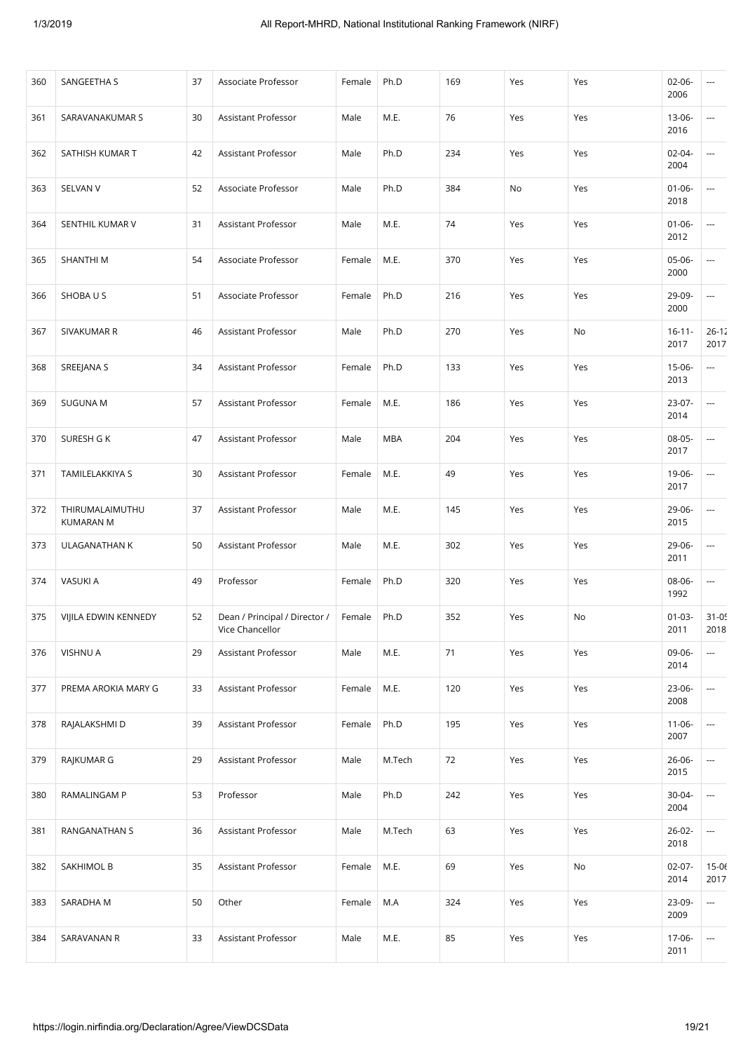| 360 | SANGEETHA S | 37 | Associate Professor | Female | Ph.D | 169 | Yes | Yes | 02-06-2006 | --- |
|---|---|---|---|---|---|---|---|---|---|---|
| 361 | SARAVANAKUMAR S | 30 | Assistant Professor | Male | M.E. | 76 | Yes | Yes | 13-06-2016 | --- |
| 362 | SATHISH KUMAR T | 42 | Assistant Professor | Male | Ph.D | 234 | Yes | Yes | 02-04-2004 | --- |
| 363 | SELVAN V | 52 | Associate Professor | Male | Ph.D | 384 | No | Yes | 01-06-2018 | --- |
| 364 | SENTHIL KUMAR V | 31 | Assistant Professor | Male | M.E. | 74 | Yes | Yes | 01-06-2012 | --- |
| 365 | SHANTHI M | 54 | Associate Professor | Female | M.E. | 370 | Yes | Yes | 05-06-2000 | --- |
| 366 | SHOBA U S | 51 | Associate Professor | Female | Ph.D | 216 | Yes | Yes | 29-09-2000 | --- |
| 367 | SIVAKUMAR R | 46 | Assistant Professor | Male | Ph.D | 270 | Yes | No | 16-11-2017 | 26-12-2017 |
| 368 | SREEJANA S | 34 | Assistant Professor | Female | Ph.D | 133 | Yes | Yes | 15-06-2013 | --- |
| 369 | SUGUNA M | 57 | Assistant Professor | Female | M.E. | 186 | Yes | Yes | 23-07-2014 | --- |
| 370 | SURESH G K | 47 | Assistant Professor | Male | MBA | 204 | Yes | Yes | 08-05-2017 | --- |
| 371 | TAMILELAKKIYA S | 30 | Assistant Professor | Female | M.E. | 49 | Yes | Yes | 19-06-2017 | --- |
| 372 | THIRUMALAIMUTHU KUMARAN M | 37 | Assistant Professor | Male | M.E. | 145 | Yes | Yes | 29-06-2015 | --- |
| 373 | ULAGANATHAN K | 50 | Assistant Professor | Male | M.E. | 302 | Yes | Yes | 29-06-2011 | --- |
| 374 | VASUKI A | 49 | Professor | Female | Ph.D | 320 | Yes | Yes | 08-06-1992 | --- |
| 375 | VIJILA EDWIN KENNEDY | 52 | Dean / Principal / Director / Vice Chancellor | Female | Ph.D | 352 | Yes | No | 01-03-2011 | 31-05-2018 |
| 376 | VISHNU A | 29 | Assistant Professor | Male | M.E. | 71 | Yes | Yes | 09-06-2014 | --- |
| 377 | PREMA AROKIA MARY G | 33 | Assistant Professor | Female | M.E. | 120 | Yes | Yes | 23-06-2008 | --- |
| 378 | RAJALAKSHMI D | 39 | Assistant Professor | Female | Ph.D | 195 | Yes | Yes | 11-06-2007 | --- |
| 379 | RAJKUMAR G | 29 | Assistant Professor | Male | M.Tech | 72 | Yes | Yes | 26-06-2015 | --- |
| 380 | RAMALINGAM P | 53 | Professor | Male | Ph.D | 242 | Yes | Yes | 30-04-2004 | --- |
| 381 | RANGANATHAN S | 36 | Assistant Professor | Male | M.Tech | 63 | Yes | Yes | 26-02-2018 | --- |
| 382 | SAKHIMOL B | 35 | Assistant Professor | Female | M.E. | 69 | Yes | No | 02-07-2014 | 15-06-2017 |
| 383 | SARADHA M | 50 | Other | Female | M.A | 324 | Yes | Yes | 23-09-2009 | --- |
| 384 | SARAVANAN R | 33 | Assistant Professor | Male | M.E. | 85 | Yes | Yes | 17-06-2011 | --- |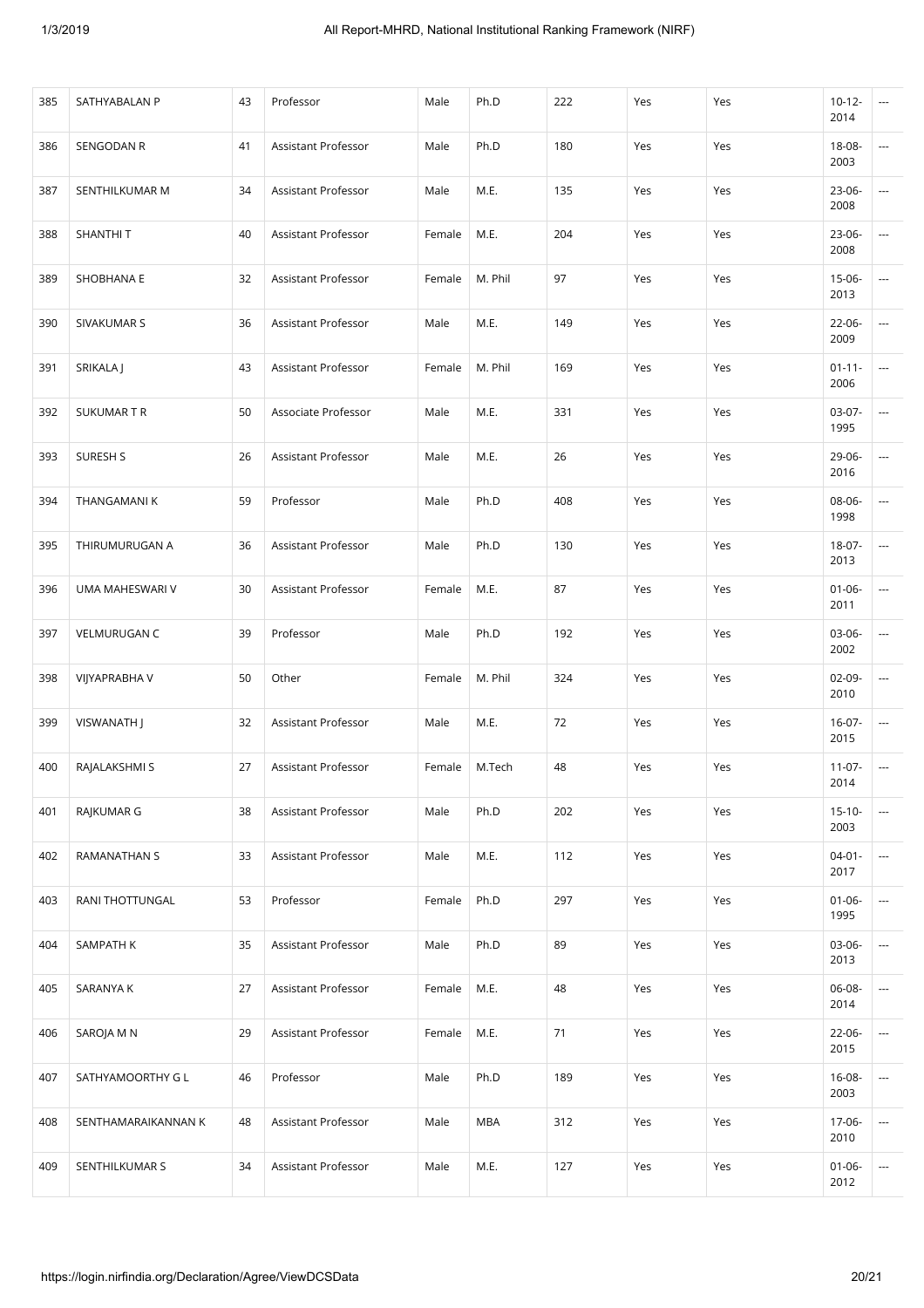| 385 | SATHYABALAN P | 43 | Professor | Male | Ph.D | 222 | Yes | Yes | 10-12-2014 | --- |
|---|---|---|---|---|---|---|---|---|---|---|
| 386 | SENGODAN R | 41 | Assistant Professor | Male | Ph.D | 180 | Yes | Yes | 18-08-2003 | --- |
| 387 | SENTHILKUMAR M | 34 | Assistant Professor | Male | M.E. | 135 | Yes | Yes | 23-06-2008 | --- |
| 388 | SHANTHI T | 40 | Assistant Professor | Female | M.E. | 204 | Yes | Yes | 23-06-2008 | --- |
| 389 | SHOBHANA E | 32 | Assistant Professor | Female | M. Phil | 97 | Yes | Yes | 15-06-2013 | --- |
| 390 | SIVAKUMAR S | 36 | Assistant Professor | Male | M.E. | 149 | Yes | Yes | 22-06-2009 | --- |
| 391 | SRIKALA J | 43 | Assistant Professor | Female | M. Phil | 169 | Yes | Yes | 01-11-2006 | --- |
| 392 | SUKUMAR T R | 50 | Associate Professor | Male | M.E. | 331 | Yes | Yes | 03-07-1995 | --- |
| 393 | SURESH S | 26 | Assistant Professor | Male | M.E. | 26 | Yes | Yes | 29-06-2016 | --- |
| 394 | THANGAMANI K | 59 | Professor | Male | Ph.D | 408 | Yes | Yes | 08-06-1998 | --- |
| 395 | THIRUMURUGAN A | 36 | Assistant Professor | Male | Ph.D | 130 | Yes | Yes | 18-07-2013 | --- |
| 396 | UMA MAHESWARI V | 30 | Assistant Professor | Female | M.E. | 87 | Yes | Yes | 01-06-2011 | --- |
| 397 | VELMURUGAN C | 39 | Professor | Male | Ph.D | 192 | Yes | Yes | 03-06-2002 | --- |
| 398 | VIJYAPRABHA V | 50 | Other | Female | M. Phil | 324 | Yes | Yes | 02-09-2010 | --- |
| 399 | VISWANATH J | 32 | Assistant Professor | Male | M.E. | 72 | Yes | Yes | 16-07-2015 | --- |
| 400 | RAJALAKSHMI S | 27 | Assistant Professor | Female | M.Tech | 48 | Yes | Yes | 11-07-2014 | --- |
| 401 | RAJKUMAR G | 38 | Assistant Professor | Male | Ph.D | 202 | Yes | Yes | 15-10-2003 | --- |
| 402 | RAMANATHAN S | 33 | Assistant Professor | Male | M.E. | 112 | Yes | Yes | 04-01-2017 | --- |
| 403 | RANI THOTTUNGAL | 53 | Professor | Female | Ph.D | 297 | Yes | Yes | 01-06-1995 | --- |
| 404 | SAMPATH K | 35 | Assistant Professor | Male | Ph.D | 89 | Yes | Yes | 03-06-2013 | --- |
| 405 | SARANYA K | 27 | Assistant Professor | Female | M.E. | 48 | Yes | Yes | 06-08-2014 | --- |
| 406 | SAROJA M N | 29 | Assistant Professor | Female | M.E. | 71 | Yes | Yes | 22-06-2015 | --- |
| 407 | SATHYAMOORTHY G L | 46 | Professor | Male | Ph.D | 189 | Yes | Yes | 16-08-2003 | --- |
| 408 | SENTHAMARAIKANNAN K | 48 | Assistant Professor | Male | MBA | 312 | Yes | Yes | 17-06-2010 | --- |
| 409 | SENTHILKUMAR S | 34 | Assistant Professor | Male | M.E. | 127 | Yes | Yes | 01-06-2012 | --- |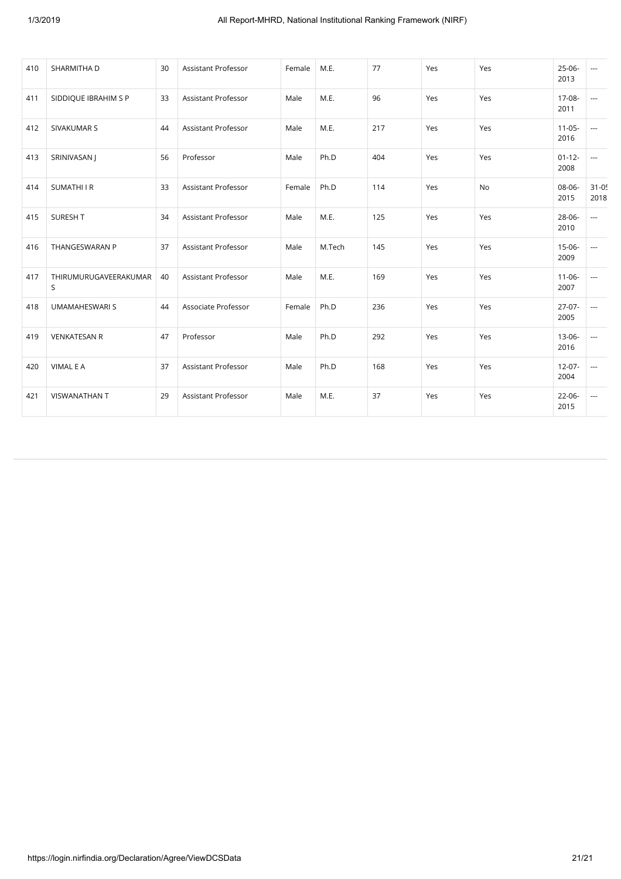| | | | | | | | | | | |
|---|---|---|---|---|---|---|---|---|---|---|
| 410 | SHARMITHA D | 30 | Assistant Professor | Female | M.E. | 77 | Yes | Yes | 25-06-2013 | --- |
| 411 | SIDDIQUE IBRAHIM S P | 33 | Assistant Professor | Male | M.E. | 96 | Yes | Yes | 17-08-2011 | --- |
| 412 | SIVAKUMAR S | 44 | Assistant Professor | Male | M.E. | 217 | Yes | Yes | 11-05-2016 | --- |
| 413 | SRINIVASAN J | 56 | Professor | Male | Ph.D | 404 | Yes | Yes | 01-12-2008 | --- |
| 414 | SUMATHI I R | 33 | Assistant Professor | Female | Ph.D | 114 | Yes | No | 08-06-2015 | 31-05-2018 |
| 415 | SURESH T | 34 | Assistant Professor | Male | M.E. | 125 | Yes | Yes | 28-06-2010 | --- |
| 416 | THANGESWARAN P | 37 | Assistant Professor | Male | M.Tech | 145 | Yes | Yes | 15-06-2009 | --- |
| 417 | THIRUMURUGAVEERAKUMAR S | 40 | Assistant Professor | Male | M.E. | 169 | Yes | Yes | 11-06-2007 | --- |
| 418 | UMAMAHESWARI S | 44 | Associate Professor | Female | Ph.D | 236 | Yes | Yes | 27-07-2005 | --- |
| 419 | VENKATESAN R | 47 | Professor | Male | Ph.D | 292 | Yes | Yes | 13-06-2016 | --- |
| 420 | VIMAL E A | 37 | Assistant Professor | Male | Ph.D | 168 | Yes | Yes | 12-07-2004 | --- |
| 421 | VISWANATHAN T | 29 | Assistant Professor | Male | M.E. | 37 | Yes | Yes | 22-06-2015 | --- |